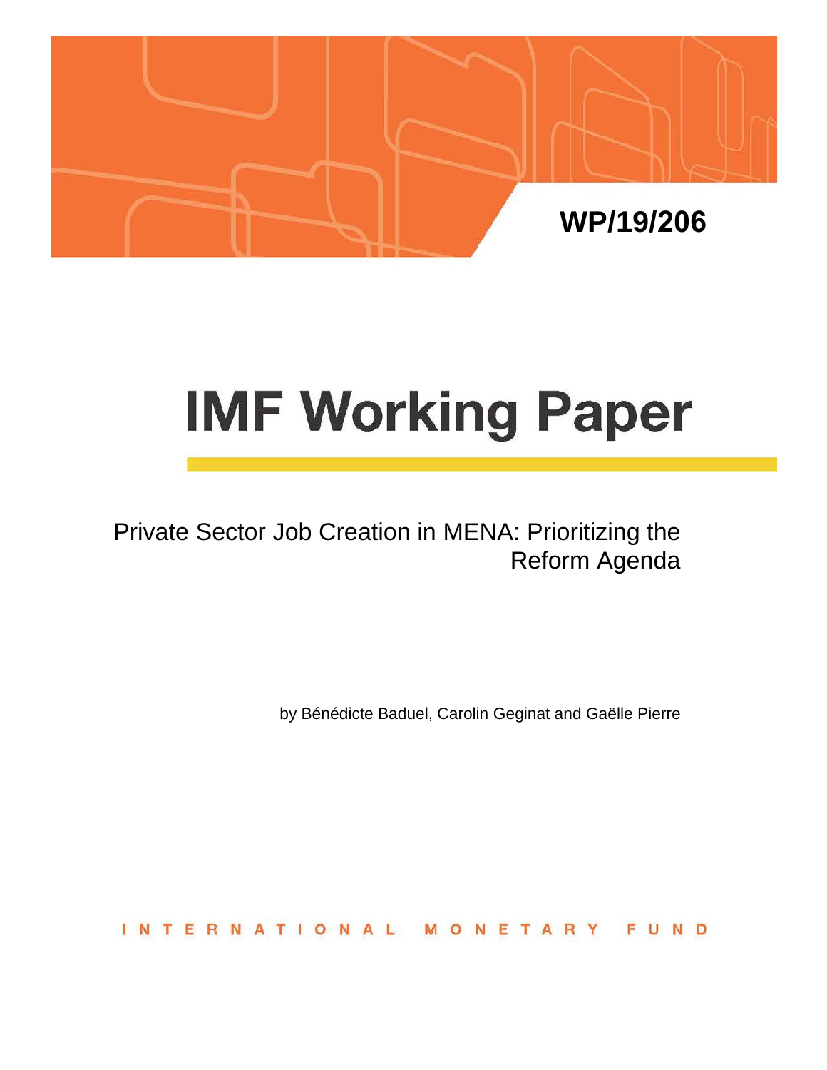WP/19/206

# IMF Working Paper

Private Sector Job Creation in MENA: Prioritizing the Reform Agenda

by Bénédicte Baduel, Carolin Geginat and Gaëlle Pierre

INTERNATIONAL MONETARY FUND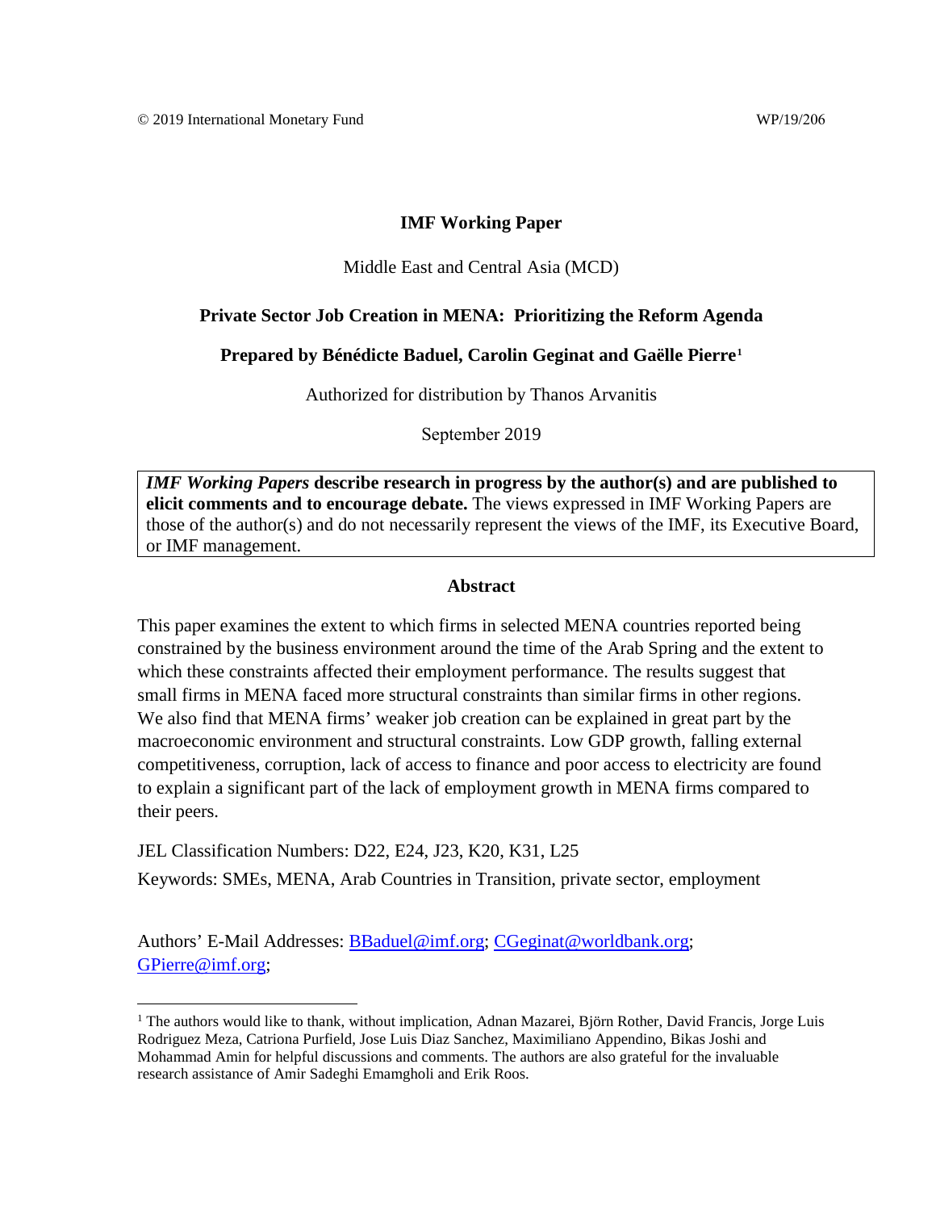© 2019 International Monetary Fund WP/19/206

**IMF Working Paper**

Middle East and Central Asia (MCD)

**Private Sector Job Creation in MENA: Prioritizing the Reform Agenda**

**Prepared by Bénédicte Baduel, Carolin Geginat and Gaëlle Pierre**[1]

Authorized for distribution by Thanos Arvanitis

September 2019

***IMF Working Papers*** **describe research in progress by the author(s) and are published to elicit comments and to encourage debate.** The views expressed in IMF Working Papers are those of the author(s) and do not necessarily represent the views of the IMF, its Executive Board, or IMF management.

**Abstract**

This paper examines the extent to which firms in selected MENA countries reported being constrained by the business environment around the time of the Arab Spring and the extent to which these constraints affected their employment performance. The results suggest that small firms in MENA faced more structural constraints than similar firms in other regions. We also find that MENA firms' weaker job creation can be explained in great part by the macroeconomic environment and structural constraints. Low GDP growth, falling external competitiveness, corruption, lack of access to finance and poor access to electricity are found to explain a significant part of the lack of employment growth in MENA firms compared to their peers.

JEL Classification Numbers: D22, E24, J23, K20, K31, L25

Keywords: SMEs, MENA, Arab Countries in Transition, private sector, employment

Authors' E-Mail Addresses: BBaduel@imf.org; CGeginat@worldbank.org; GPierre@imf.org;

[1] The authors would like to thank, without implication, Adnan Mazarei, Björn Rother, David Francis, Jorge Luis Rodriguez Meza, Catriona Purfield, Jose Luis Diaz Sanchez, Maximiliano Appendino, Bikas Joshi and Mohammad Amin for helpful discussions and comments. The authors are also grateful for the invaluable research assistance of Amir Sadeghi Emamgholi and Erik Roos.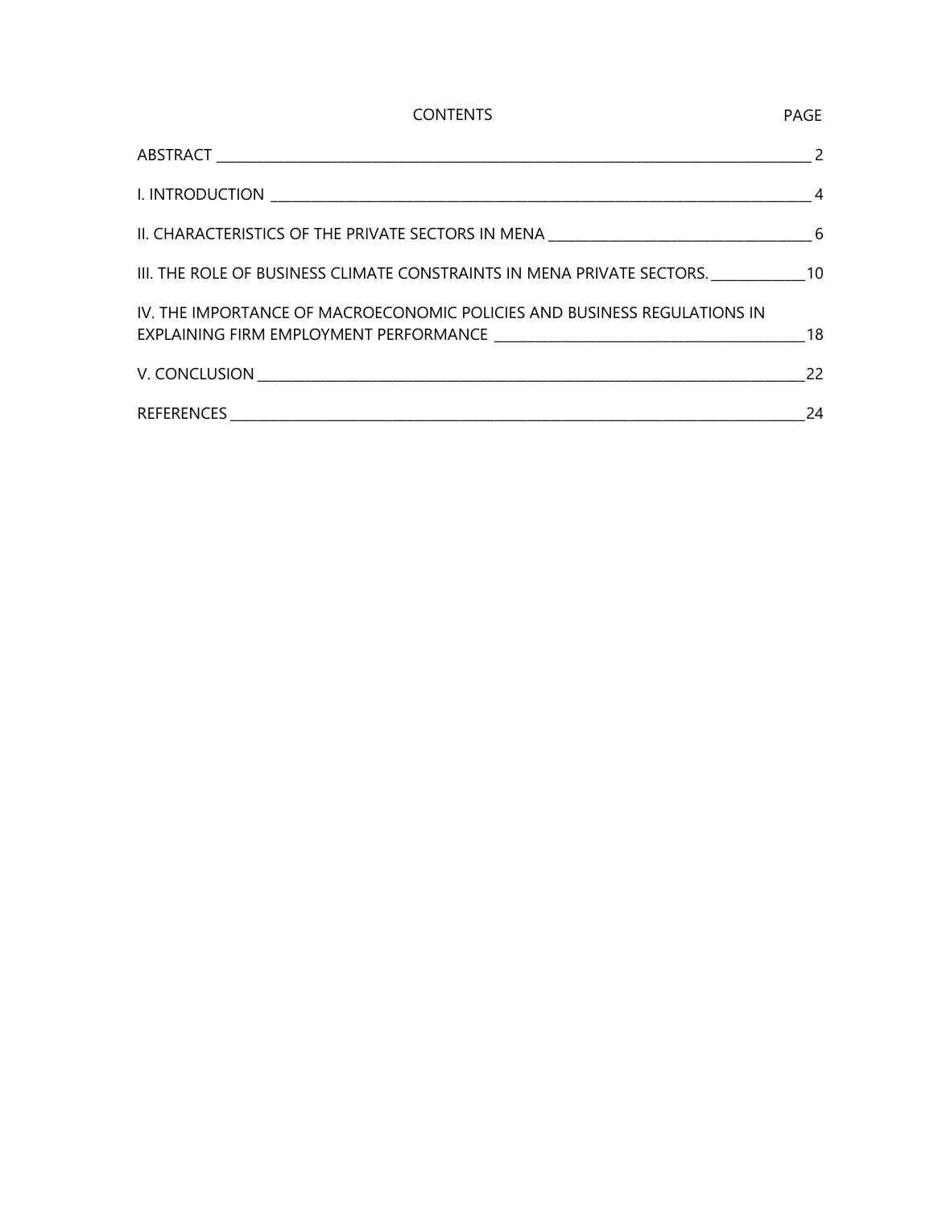CONTENTS PAGE

ABSTRACT 2

I. INTRODUCTION 4

II. CHARACTERISTICS OF THE PRIVATE SECTORS IN MENA 6

III. THE ROLE OF BUSINESS CLIMATE CONSTRAINTS IN MENA PRIVATE SECTORS. 10

IV. THE IMPORTANCE OF MACROECONOMIC POLICIES AND BUSINESS REGULATIONS IN EXPLAINING FIRM EMPLOYMENT PERFORMANCE 18

V. CONCLUSION 22

REFERENCES 24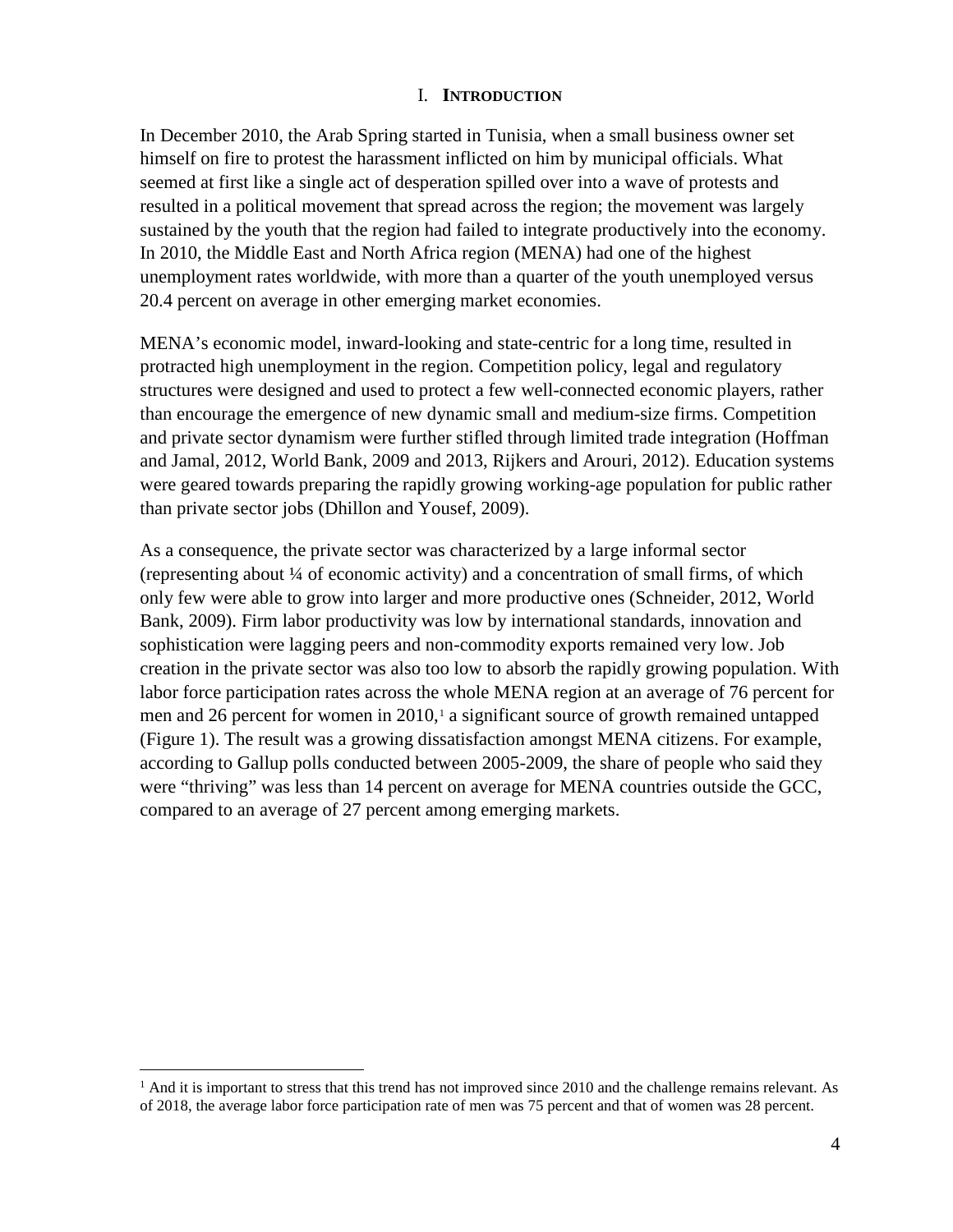# I. INTRODUCTION

In December 2010, the Arab Spring started in Tunisia, when a small business owner set himself on fire to protest the harassment inflicted on him by municipal officials. What seemed at first like a single act of desperation spilled over into a wave of protests and resulted in a political movement that spread across the region; the movement was largely sustained by the youth that the region had failed to integrate productively into the economy. In 2010, the Middle East and North Africa region (MENA) had one of the highest unemployment rates worldwide, with more than a quarter of the youth unemployed versus 20.4 percent on average in other emerging market economies.

MENA's economic model, inward-looking and state-centric for a long time, resulted in protracted high unemployment in the region. Competition policy, legal and regulatory structures were designed and used to protect a few well-connected economic players, rather than encourage the emergence of new dynamic small and medium-size firms. Competition and private sector dynamism were further stifled through limited trade integration (Hoffman and Jamal, 2012, World Bank, 2009 and 2013, Rijkers and Arouri, 2012). Education systems were geared towards preparing the rapidly growing working-age population for public rather than private sector jobs (Dhillon and Yousef, 2009).

As a consequence, the private sector was characterized by a large informal sector (representing about ¼ of economic activity) and a concentration of small firms, of which only few were able to grow into larger and more productive ones (Schneider, 2012, World Bank, 2009). Firm labor productivity was low by international standards, innovation and sophistication were lagging peers and non-commodity exports remained very low. Job creation in the private sector was also too low to absorb the rapidly growing population. With labor force participation rates across the whole MENA region at an average of 76 percent for men and 26 percent for women in 2010,[1] a significant source of growth remained untapped (Figure 1). The result was a growing dissatisfaction amongst MENA citizens. For example, according to Gallup polls conducted between 2005-2009, the share of people who said they were "thriving" was less than 14 percent on average for MENA countries outside the GCC, compared to an average of 27 percent among emerging markets.

---

[1] And it is important to stress that this trend has not improved since 2010 and the challenge remains relevant. As of 2018, the average labor force participation rate of men was 75 percent and that of women was 28 percent.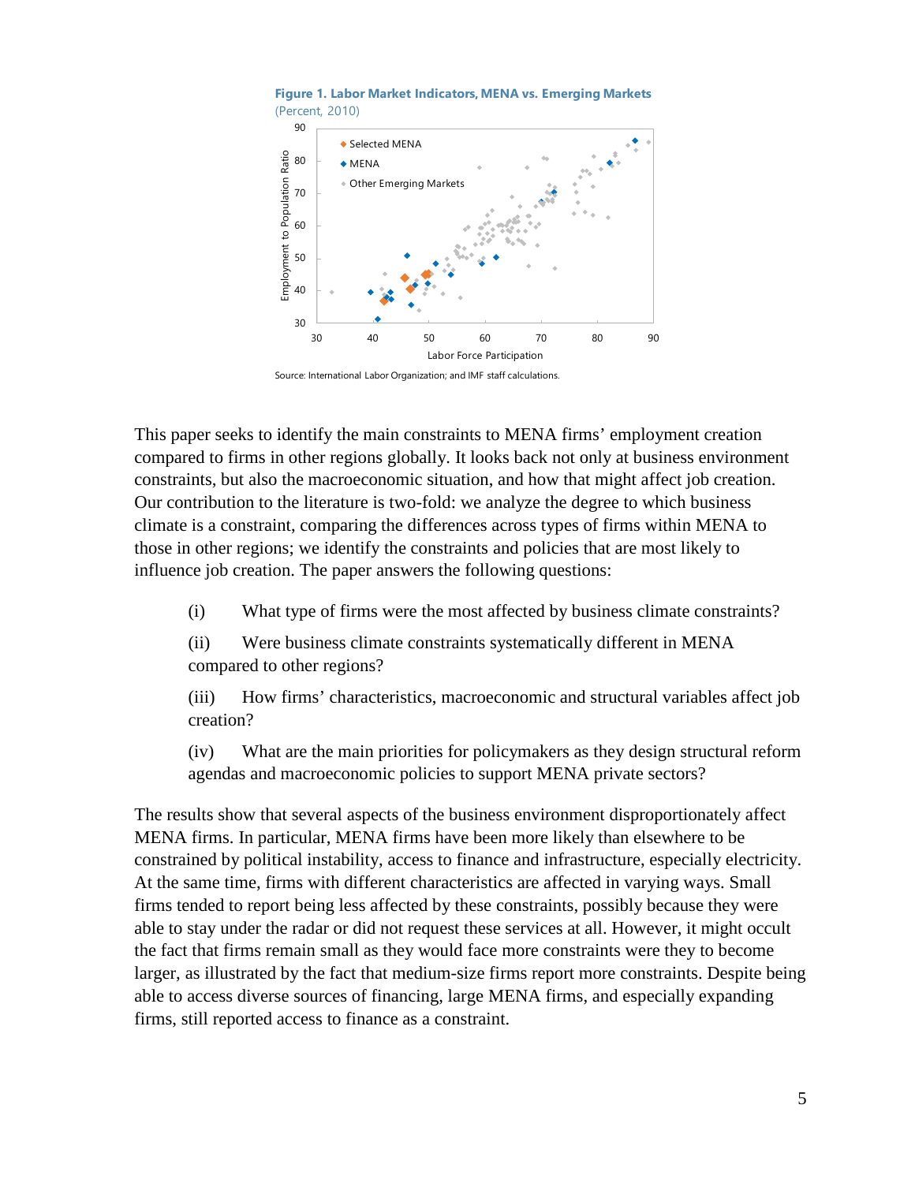**Figure 1. Labor Market Indicators, MENA vs. Emerging Markets**
(Percent, 2010)

Source: International Labor Organization; and IMF staff calculations.

This paper seeks to identify the main constraints to MENA firms' employment creation compared to firms in other regions globally. It looks back not only at business environment constraints, but also the macroeconomic situation, and how that might affect job creation. Our contribution to the literature is two-fold: we analyze the degree to which business climate is a constraint, comparing the differences across types of firms within MENA to those in other regions; we identify the constraints and policies that are most likely to influence job creation. The paper answers the following questions:

(i) What type of firms were the most affected by business climate constraints?

(ii) Were business climate constraints systematically different in MENA compared to other regions?

(iii) How firms' characteristics, macroeconomic and structural variables affect job creation?

(iv) What are the main priorities for policymakers as they design structural reform agendas and macroeconomic policies to support MENA private sectors?

The results show that several aspects of the business environment disproportionately affect MENA firms. In particular, MENA firms have been more likely than elsewhere to be constrained by political instability, access to finance and infrastructure, especially electricity. At the same time, firms with different characteristics are affected in varying ways. Small firms tended to report being less affected by these constraints, possibly because they were able to stay under the radar or did not request these services at all. However, it might occult the fact that firms remain small as they would face more constraints were they to become larger, as illustrated by the fact that medium-size firms report more constraints. Despite being able to access diverse sources of financing, large MENA firms, and especially expanding firms, still reported access to finance as a constraint.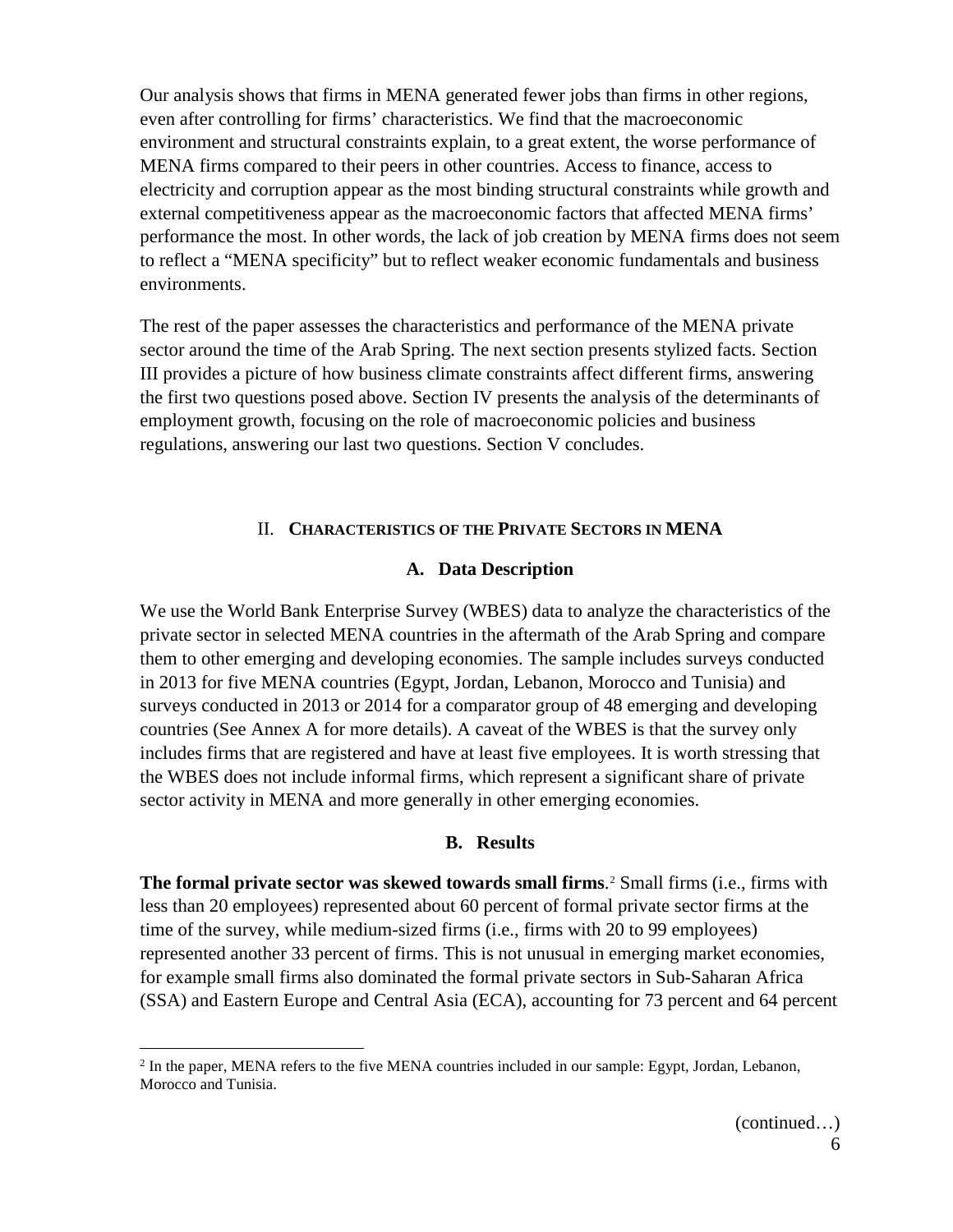Our analysis shows that firms in MENA generated fewer jobs than firms in other regions, even after controlling for firms' characteristics. We find that the macroeconomic environment and structural constraints explain, to a great extent, the worse performance of MENA firms compared to their peers in other countries. Access to finance, access to electricity and corruption appear as the most binding structural constraints while growth and external competitiveness appear as the macroeconomic factors that affected MENA firms' performance the most. In other words, the lack of job creation by MENA firms does not seem to reflect a "MENA specificity" but to reflect weaker economic fundamentals and business environments.

The rest of the paper assesses the characteristics and performance of the MENA private sector around the time of the Arab Spring. The next section presents stylized facts. Section III provides a picture of how business climate constraints affect different firms, answering the first two questions posed above. Section IV presents the analysis of the determinants of employment growth, focusing on the role of macroeconomic policies and business regulations, answering our last two questions. Section V concludes.

## II. Characteristics of the Private Sectors in MENA

### A. Data Description

We use the World Bank Enterprise Survey (WBES) data to analyze the characteristics of the private sector in selected MENA countries in the aftermath of the Arab Spring and compare them to other emerging and developing economies. The sample includes surveys conducted in 2013 for five MENA countries (Egypt, Jordan, Lebanon, Morocco and Tunisia) and surveys conducted in 2013 or 2014 for a comparator group of 48 emerging and developing countries (See Annex A for more details). A caveat of the WBES is that the survey only includes firms that are registered and have at least five employees. It is worth stressing that the WBES does not include informal firms, which represent a significant share of private sector activity in MENA and more generally in other emerging economies.

### B. Results

**The formal private sector was skewed towards small firms**.[2] Small firms (i.e., firms with less than 20 employees) represented about 60 percent of formal private sector firms at the time of the survey, while medium-sized firms (i.e., firms with 20 to 99 employees) represented another 33 percent of firms. This is not unusual in emerging market economies, for example small firms also dominated the formal private sectors in Sub-Saharan Africa (SSA) and Eastern Europe and Central Asia (ECA), accounting for 73 percent and 64 percent

[2] In the paper, MENA refers to the five MENA countries included in our sample: Egypt, Jordan, Lebanon, Morocco and Tunisia.

(continued…)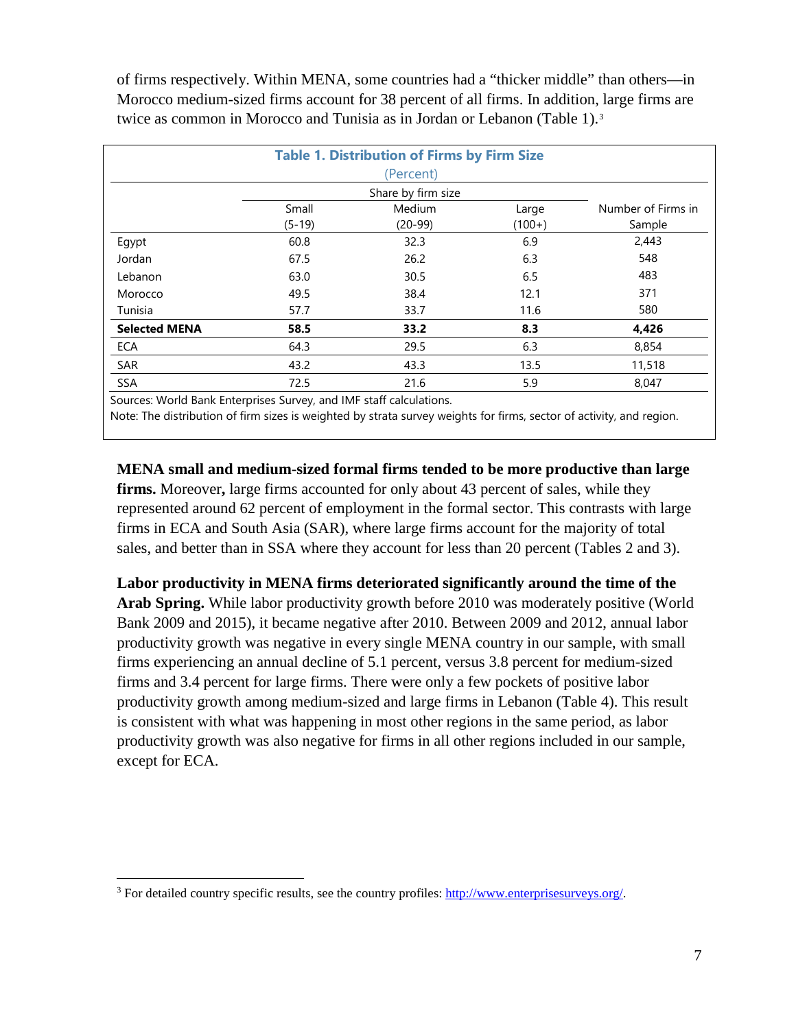of firms respectively. Within MENA, some countries had a "thicker middle" than others—in Morocco medium-sized firms account for 38 percent of all firms. In addition, large firms are twice as common in Morocco and Tunisia as in Jordan or Lebanon (Table 1).[3]

**Table 1. Distribution of Firms by Firm Size**
(Percent)

| | Share by firm size | | | |
|---|---|---|---|---|
| | Small (5-19) | Medium (20-99) | Large (100+) | Number of Firms in Sample |
| Egypt | 60.8 | 32.3 | 6.9 | 2,443 |
| Jordan | 67.5 | 26.2 | 6.3 | 548 |
| Lebanon | 63.0 | 30.5 | 6.5 | 483 |
| Morocco | 49.5 | 38.4 | 12.1 | 371 |
| Tunisia | 57.7 | 33.7 | 11.6 | 580 |
| **Selected MENA** | **58.5** | **33.2** | **8.3** | **4,426** |
| ECA | 64.3 | 29.5 | 6.3 | 8,854 |
| SAR | 43.2 | 43.3 | 13.5 | 11,518 |
| SSA | 72.5 | 21.6 | 5.9 | 8,047 |

Sources: World Bank Enterprises Survey, and IMF staff calculations.
Note: The distribution of firm sizes is weighted by strata survey weights for firms, sector of activity, and region.

**MENA small and medium-sized formal firms tended to be more productive than large firms.** Moreover**,** large firms accounted for only about 43 percent of sales, while they represented around 62 percent of employment in the formal sector. This contrasts with large firms in ECA and South Asia (SAR), where large firms account for the majority of total sales, and better than in SSA where they account for less than 20 percent (Tables 2 and 3).

**Labor productivity in MENA firms deteriorated significantly around the time of the Arab Spring.** While labor productivity growth before 2010 was moderately positive (World Bank 2009 and 2015), it became negative after 2010. Between 2009 and 2012, annual labor productivity growth was negative in every single MENA country in our sample, with small firms experiencing an annual decline of 5.1 percent, versus 3.8 percent for medium-sized firms and 3.4 percent for large firms. There were only a few pockets of positive labor productivity growth among medium-sized and large firms in Lebanon (Table 4). This result is consistent with what was happening in most other regions in the same period, as labor productivity growth was also negative for firms in all other regions included in our sample, except for ECA.

[3] For detailed country specific results, see the country profiles: http://www.enterprisesurveys.org/.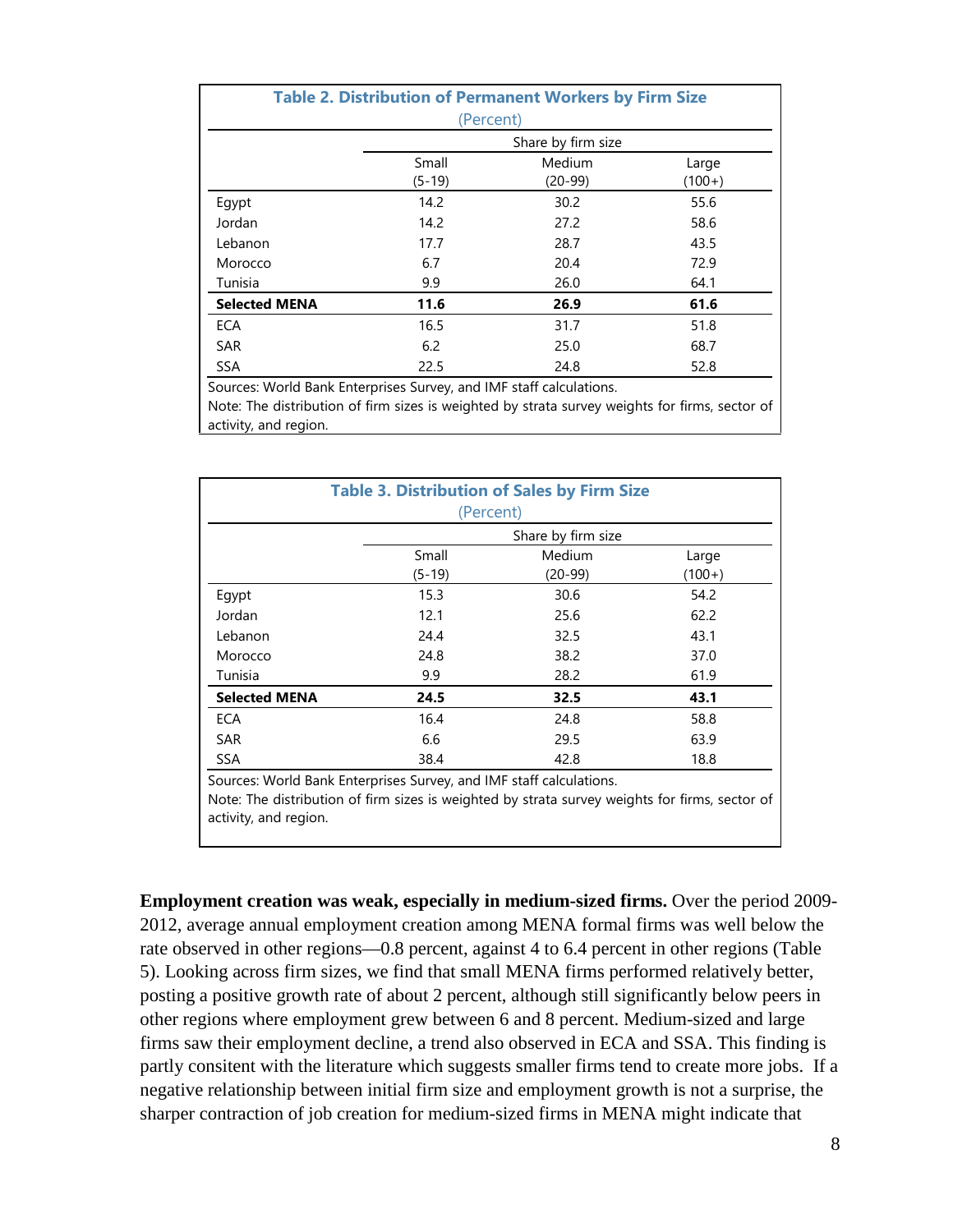**Table 2. Distribution of Permanent Workers by Firm Size**

(Percent)

| | Share by firm size | | |
|---|---|---|---|
| | Small (5-19) | Medium (20-99) | Large (100+) |
| Egypt | 14.2 | 30.2 | 55.6 |
| Jordan | 14.2 | 27.2 | 58.6 |
| Lebanon | 17.7 | 28.7 | 43.5 |
| Morocco | 6.7 | 20.4 | 72.9 |
| Tunisia | 9.9 | 26.0 | 64.1 |
| **Selected MENA** | **11.6** | **26.9** | **61.6** |
| ECA | 16.5 | 31.7 | 51.8 |
| SAR | 6.2 | 25.0 | 68.7 |
| SSA | 22.5 | 24.8 | 52.8 |

Sources: World Bank Enterprises Survey, and IMF staff calculations.
Note: The distribution of firm sizes is weighted by strata survey weights for firms, sector of activity, and region.

**Table 3. Distribution of Sales by Firm Size**

(Percent)

| | Share by firm size | | |
|---|---|---|---|
| | Small (5-19) | Medium (20-99) | Large (100+) |
| Egypt | 15.3 | 30.6 | 54.2 |
| Jordan | 12.1 | 25.6 | 62.2 |
| Lebanon | 24.4 | 32.5 | 43.1 |
| Morocco | 24.8 | 38.2 | 37.0 |
| Tunisia | 9.9 | 28.2 | 61.9 |
| **Selected MENA** | **24.5** | **32.5** | **43.1** |
| ECA | 16.4 | 24.8 | 58.8 |
| SAR | 6.6 | 29.5 | 63.9 |
| SSA | 38.4 | 42.8 | 18.8 |

Sources: World Bank Enterprises Survey, and IMF staff calculations.
Note: The distribution of firm sizes is weighted by strata survey weights for firms, sector of activity, and region.

**Employment creation was weak, especially in medium-sized firms.** Over the period 2009-2012, average annual employment creation among MENA formal firms was well below the rate observed in other regions—0.8 percent, against 4 to 6.4 percent in other regions (Table 5). Looking across firm sizes, we find that small MENA firms performed relatively better, posting a positive growth rate of about 2 percent, although still significantly below peers in other regions where employment grew between 6 and 8 percent. Medium-sized and large firms saw their employment decline, a trend also observed in ECA and SSA. This finding is partly consitent with the literature which suggests smaller firms tend to create more jobs. If a negative relationship between initial firm size and employment growth is not a surprise, the sharper contraction of job creation for medium-sized firms in MENA might indicate that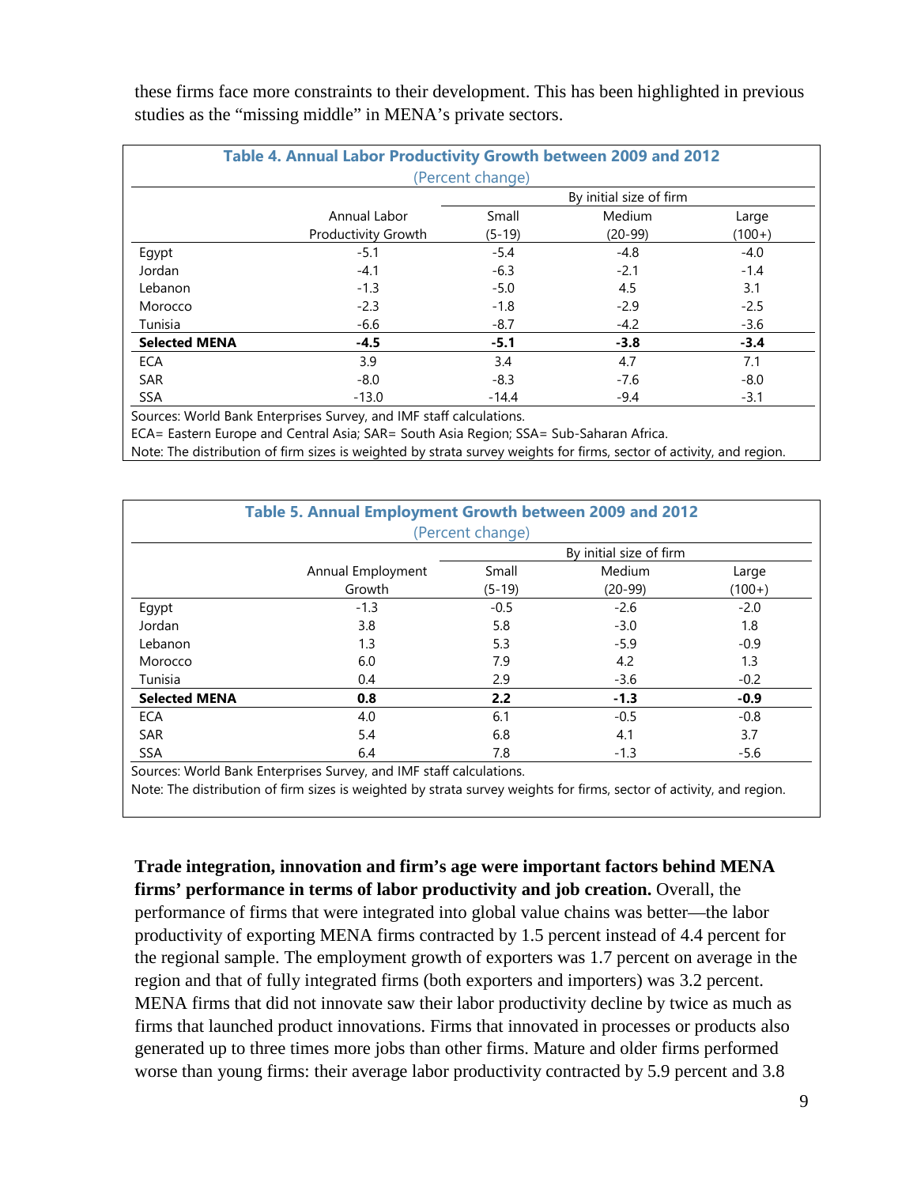these firms face more constraints to their development. This has been highlighted in previous studies as the "missing middle" in MENA's private sectors.

**Table 4. Annual Labor Productivity Growth between 2009 and 2012**
(Percent change)

| | Annual Labor Productivity Growth | By initial size of firm | | |
|---|---|---|---|---|
| | | Small (5-19) | Medium (20-99) | Large (100+) |
| Egypt | -5.1 | -5.4 | -4.8 | -4.0 |
| Jordan | -4.1 | -6.3 | -2.1 | -1.4 |
| Lebanon | -1.3 | -5.0 | 4.5 | 3.1 |
| Morocco | -2.3 | -1.8 | -2.9 | -2.5 |
| Tunisia | -6.6 | -8.7 | -4.2 | -3.6 |
| **Selected MENA** | **-4.5** | **-5.1** | **-3.8** | **-3.4** |
| ECA | 3.9 | 3.4 | 4.7 | 7.1 |
| SAR | -8.0 | -8.3 | -7.6 | -8.0 |
| SSA | -13.0 | -14.4 | -9.4 | -3.1 |

Sources: World Bank Enterprises Survey, and IMF staff calculations.
ECA= Eastern Europe and Central Asia; SAR= South Asia Region; SSA= Sub-Saharan Africa.
Note: The distribution of firm sizes is weighted by strata survey weights for firms, sector of activity, and region.

**Table 5. Annual Employment Growth between 2009 and 2012**
(Percent change)

| | Annual Employment Growth | By initial size of firm | | |
|---|---|---|---|---|
| | | Small (5-19) | Medium (20-99) | Large (100+) |
| Egypt | -1.3 | -0.5 | -2.6 | -2.0 |
| Jordan | 3.8 | 5.8 | -3.0 | 1.8 |
| Lebanon | 1.3 | 5.3 | -5.9 | -0.9 |
| Morocco | 6.0 | 7.9 | 4.2 | 1.3 |
| Tunisia | 0.4 | 2.9 | -3.6 | -0.2 |
| **Selected MENA** | **0.8** | **2.2** | **-1.3** | **-0.9** |
| ECA | 4.0 | 6.1 | -0.5 | -0.8 |
| SAR | 5.4 | 6.8 | 4.1 | 3.7 |
| SSA | 6.4 | 7.8 | -1.3 | -5.6 |

Sources: World Bank Enterprises Survey, and IMF staff calculations.
Note: The distribution of firm sizes is weighted by strata survey weights for firms, sector of activity, and region.

**Trade integration, innovation and firm's age were important factors behind MENA firms' performance in terms of labor productivity and job creation.** Overall, the performance of firms that were integrated into global value chains was better—the labor productivity of exporting MENA firms contracted by 1.5 percent instead of 4.4 percent for the regional sample. The employment growth of exporters was 1.7 percent on average in the region and that of fully integrated firms (both exporters and importers) was 3.2 percent. MENA firms that did not innovate saw their labor productivity decline by twice as much as firms that launched product innovations. Firms that innovated in processes or products also generated up to three times more jobs than other firms. Mature and older firms performed worse than young firms: their average labor productivity contracted by 5.9 percent and 3.8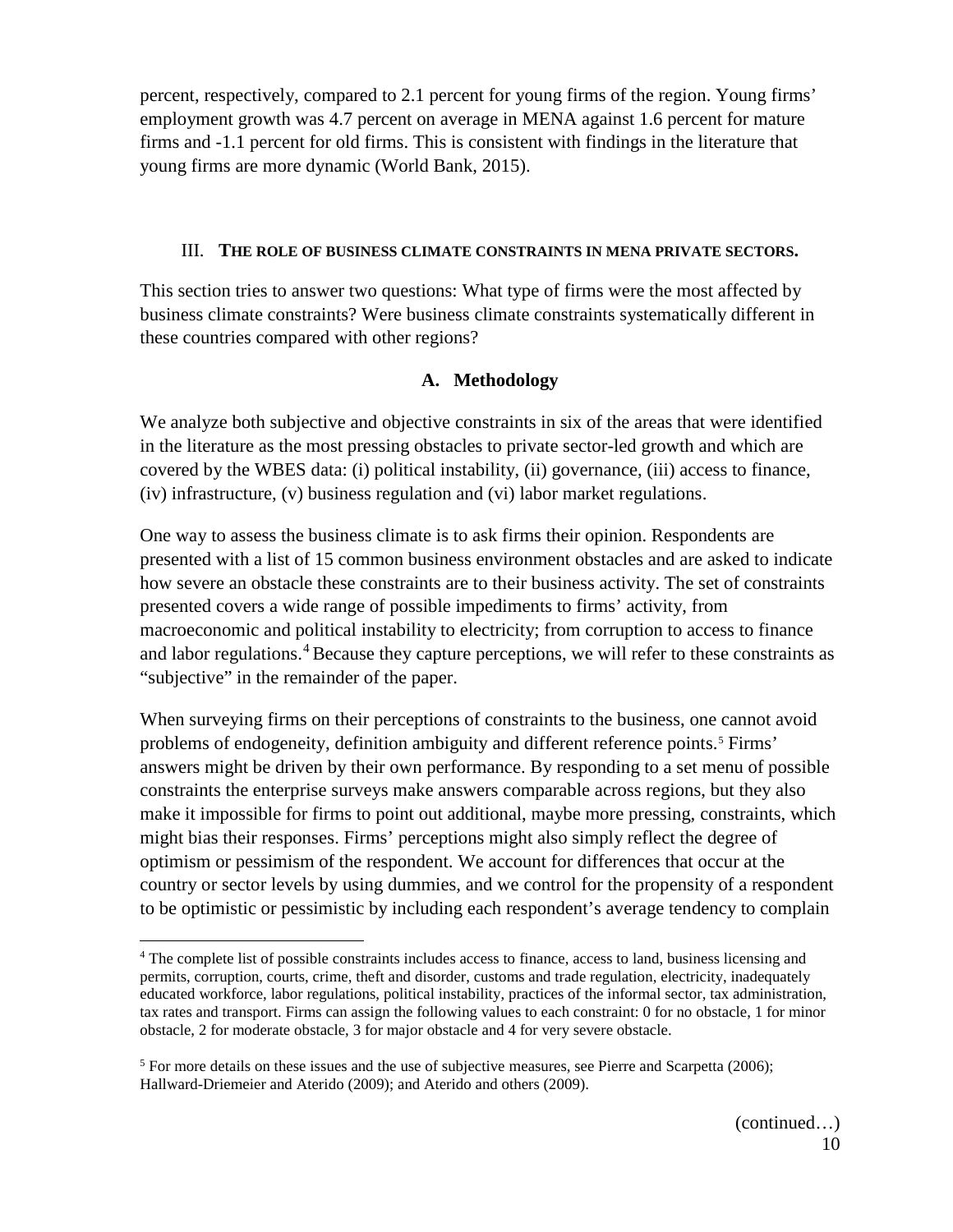percent, respectively, compared to 2.1 percent for young firms of the region. Young firms' employment growth was 4.7 percent on average in MENA against 1.6 percent for mature firms and -1.1 percent for old firms. This is consistent with findings in the literature that young firms are more dynamic (World Bank, 2015).

## III. THE ROLE OF BUSINESS CLIMATE CONSTRAINTS IN MENA PRIVATE SECTORS.

This section tries to answer two questions: What type of firms were the most affected by business climate constraints? Were business climate constraints systematically different in these countries compared with other regions?

### A. Methodology

We analyze both subjective and objective constraints in six of the areas that were identified in the literature as the most pressing obstacles to private sector-led growth and which are covered by the WBES data: (i) political instability, (ii) governance, (iii) access to finance, (iv) infrastructure, (v) business regulation and (vi) labor market regulations.

One way to assess the business climate is to ask firms their opinion. Respondents are presented with a list of 15 common business environment obstacles and are asked to indicate how severe an obstacle these constraints are to their business activity. The set of constraints presented covers a wide range of possible impediments to firms' activity, from macroeconomic and political instability to electricity; from corruption to access to finance and labor regulations.[4] Because they capture perceptions, we will refer to these constraints as "subjective" in the remainder of the paper.

When surveying firms on their perceptions of constraints to the business, one cannot avoid problems of endogeneity, definition ambiguity and different reference points.[5] Firms' answers might be driven by their own performance. By responding to a set menu of possible constraints the enterprise surveys make answers comparable across regions, but they also make it impossible for firms to point out additional, maybe more pressing, constraints, which might bias their responses. Firms' perceptions might also simply reflect the degree of optimism or pessimism of the respondent. We account for differences that occur at the country or sector levels by using dummies, and we control for the propensity of a respondent to be optimistic or pessimistic by including each respondent's average tendency to complain

---

[4] The complete list of possible constraints includes access to finance, access to land, business licensing and permits, corruption, courts, crime, theft and disorder, customs and trade regulation, electricity, inadequately educated workforce, labor regulations, political instability, practices of the informal sector, tax administration, tax rates and transport. Firms can assign the following values to each constraint: 0 for no obstacle, 1 for minor obstacle, 2 for moderate obstacle, 3 for major obstacle and 4 for very severe obstacle.

[5] For more details on these issues and the use of subjective measures, see Pierre and Scarpetta (2006); Hallward-Driemeier and Aterido (2009); and Aterido and others (2009).

(continued…)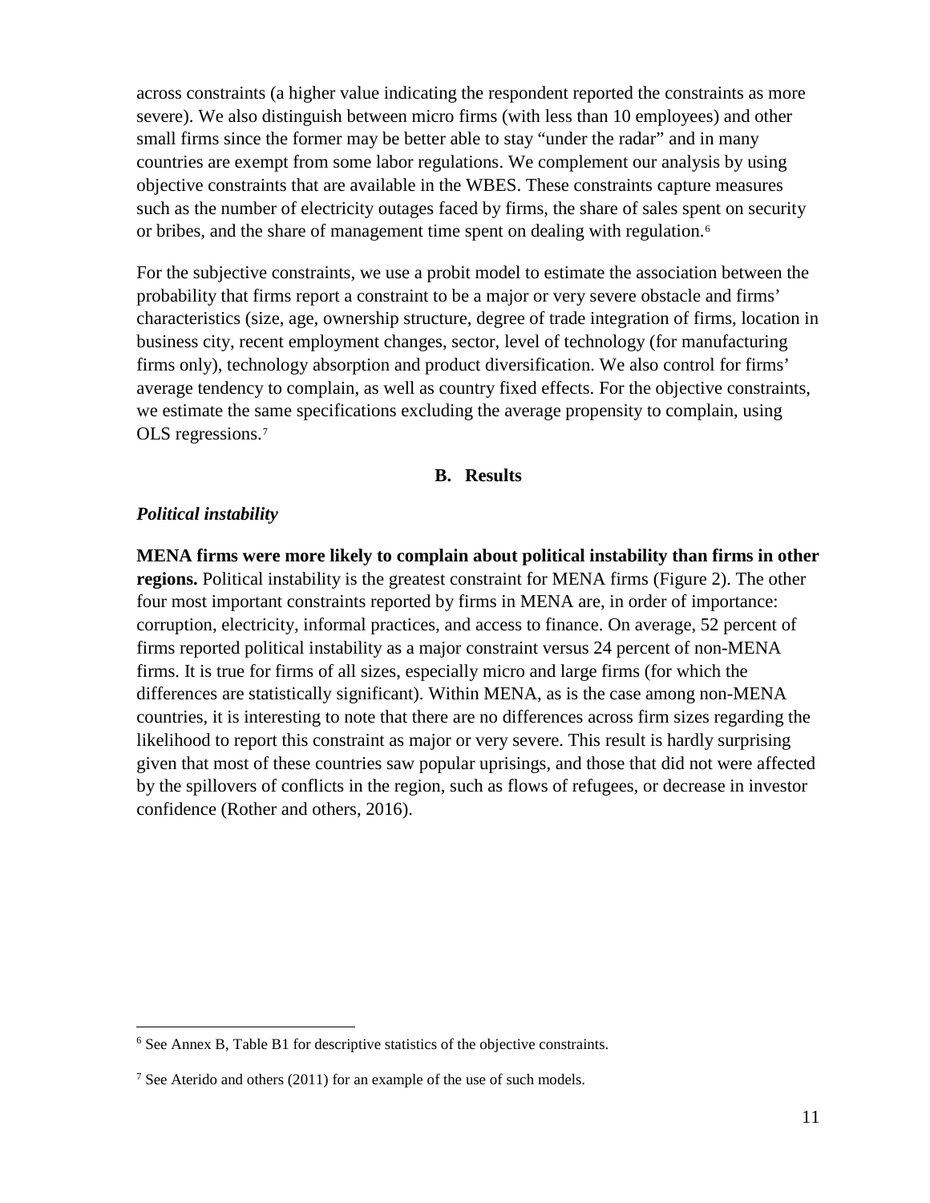across constraints (a higher value indicating the respondent reported the constraints as more severe). We also distinguish between micro firms (with less than 10 employees) and other small firms since the former may be better able to stay "under the radar" and in many countries are exempt from some labor regulations. We complement our analysis by using objective constraints that are available in the WBES. These constraints capture measures such as the number of electricity outages faced by firms, the share of sales spent on security or bribes, and the share of management time spent on dealing with regulation.[6]

For the subjective constraints, we use a probit model to estimate the association between the probability that firms report a constraint to be a major or very severe obstacle and firms' characteristics (size, age, ownership structure, degree of trade integration of firms, location in business city, recent employment changes, sector, level of technology (for manufacturing firms only), technology absorption and product diversification. We also control for firms' average tendency to complain, as well as country fixed effects. For the objective constraints, we estimate the same specifications excluding the average propensity to complain, using OLS regressions.[7]

## B. Results

### *Political instability*

**MENA firms were more likely to complain about political instability than firms in other regions.** Political instability is the greatest constraint for MENA firms (Figure 2). The other four most important constraints reported by firms in MENA are, in order of importance: corruption, electricity, informal practices, and access to finance. On average, 52 percent of firms reported political instability as a major constraint versus 24 percent of non-MENA firms. It is true for firms of all sizes, especially micro and large firms (for which the differences are statistically significant). Within MENA, as is the case among non-MENA countries, it is interesting to note that there are no differences across firm sizes regarding the likelihood to report this constraint as major or very severe. This result is hardly surprising given that most of these countries saw popular uprisings, and those that did not were affected by the spillovers of conflicts in the region, such as flows of refugees, or decrease in investor confidence (Rother and others, 2016).

---

[6] See Annex B, Table B1 for descriptive statistics of the objective constraints.

[7] See Aterido and others (2011) for an example of the use of such models.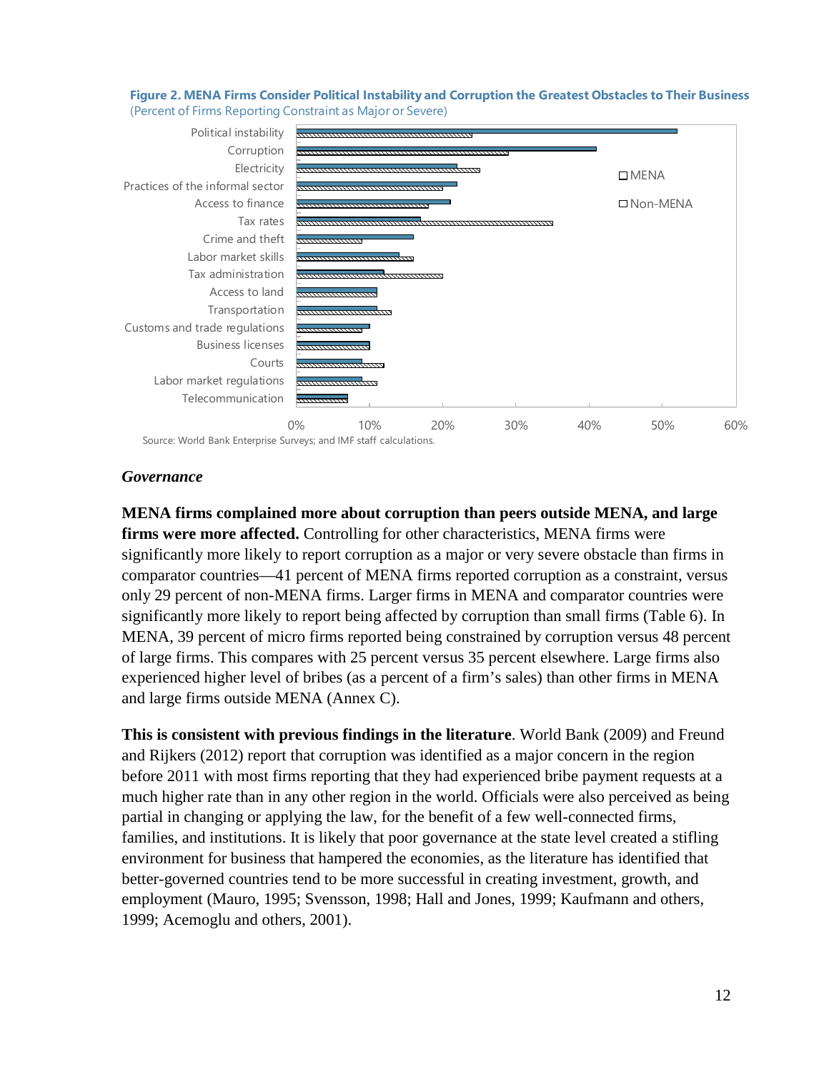**Figure 2. MENA Firms Consider Political Instability and Corruption the Greatest Obstacles to Their Business**
(Percent of Firms Reporting Constraint as Major or Severe)

Source: World Bank Enterprise Surveys; and IMF staff calculations.

### *Governance*

**MENA firms complained more about corruption than peers outside MENA, and large firms were more affected.** Controlling for other characteristics, MENA firms were significantly more likely to report corruption as a major or very severe obstacle than firms in comparator countries—41 percent of MENA firms reported corruption as a constraint, versus only 29 percent of non-MENA firms. Larger firms in MENA and comparator countries were significantly more likely to report being affected by corruption than small firms (Table 6). In MENA, 39 percent of micro firms reported being constrained by corruption versus 48 percent of large firms. This compares with 25 percent versus 35 percent elsewhere. Large firms also experienced higher level of bribes (as a percent of a firm's sales) than other firms in MENA and large firms outside MENA (Annex C).

**This is consistent with previous findings in the literature**. World Bank (2009) and Freund and Rijkers (2012) report that corruption was identified as a major concern in the region before 2011 with most firms reporting that they had experienced bribe payment requests at a much higher rate than in any other region in the world. Officials were also perceived as being partial in changing or applying the law, for the benefit of a few well-connected firms, families, and institutions. It is likely that poor governance at the state level created a stifling environment for business that hampered the economies, as the literature has identified that better-governed countries tend to be more successful in creating investment, growth, and employment (Mauro, 1995; Svensson, 1998; Hall and Jones, 1999; Kaufmann and others, 1999; Acemoglu and others, 2001).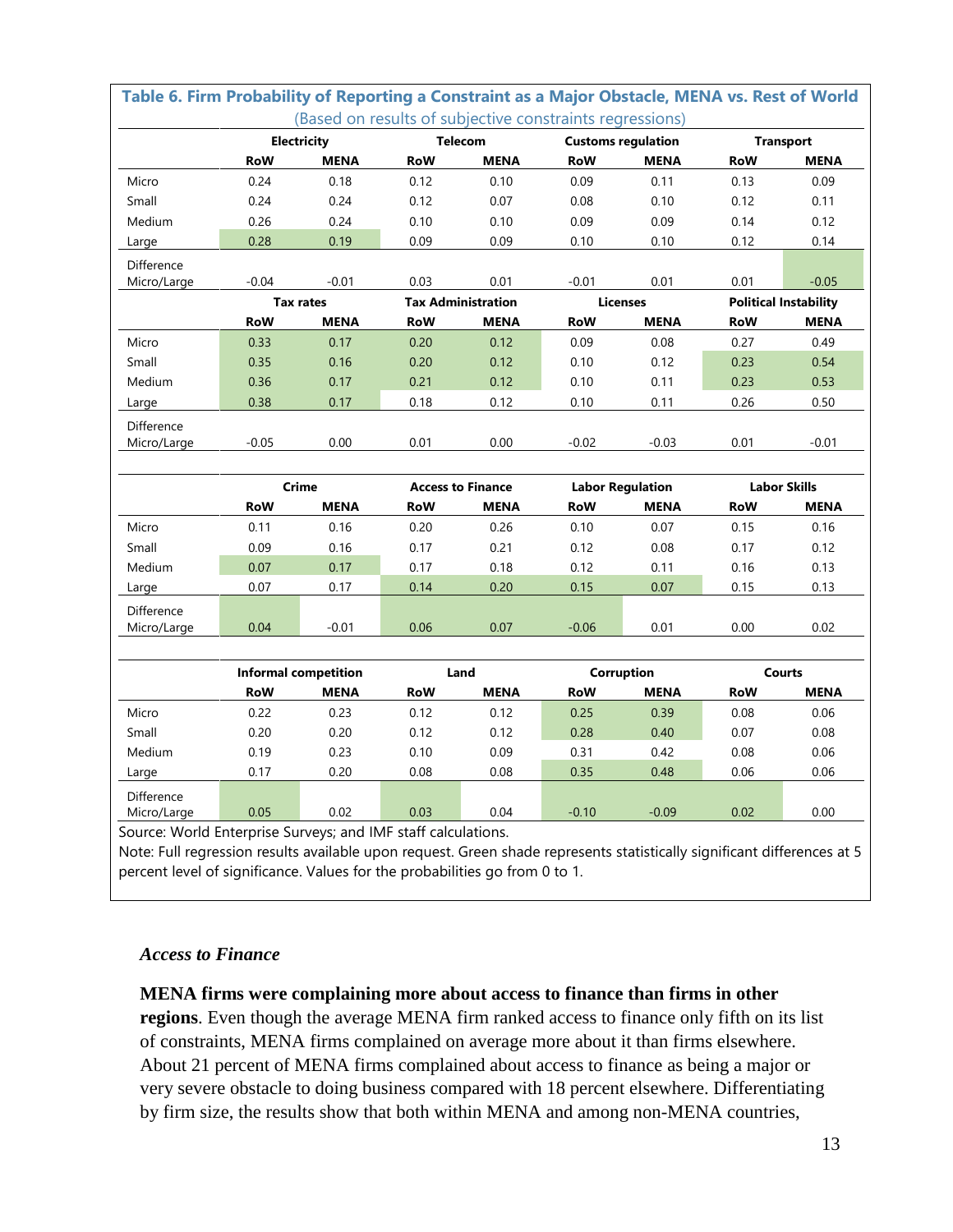**Table 6. Firm Probability of Reporting a Constraint as a Major Obstacle, MENA vs. Rest of World**
(Based on results of subjective constraints regressions)

| | Electricity | | Telecom | | Customs regulation | | Transport | |
|---|---|---|---|---|---|---|---|---|
| | RoW | MENA | RoW | MENA | RoW | MENA | RoW | MENA |
| Micro | 0.24 | 0.18 | 0.12 | 0.10 | 0.09 | 0.11 | 0.13 | 0.09 |
| Small | 0.24 | 0.24 | 0.12 | 0.07 | 0.08 | 0.10 | 0.12 | 0.11 |
| Medium | 0.26 | 0.24 | 0.10 | 0.10 | 0.09 | 0.09 | 0.14 | 0.12 |
| Large | 0.28 | 0.19 | 0.09 | 0.09 | 0.10 | 0.10 | 0.12 | 0.14 |
| Difference Micro/Large | -0.04 | -0.01 | 0.03 | 0.01 | -0.01 | 0.01 | 0.01 | -0.05 |

| | Tax rates | | Tax Administration | | Licenses | | Political Instability | |
|---|---|---|---|---|---|---|---|---|
| | RoW | MENA | RoW | MENA | RoW | MENA | RoW | MENA |
| Micro | 0.33 | 0.17 | 0.20 | 0.12 | 0.09 | 0.08 | 0.27 | 0.49 |
| Small | 0.35 | 0.16 | 0.20 | 0.12 | 0.10 | 0.12 | 0.23 | 0.54 |
| Medium | 0.36 | 0.17 | 0.21 | 0.12 | 0.10 | 0.11 | 0.23 | 0.53 |
| Large | 0.38 | 0.17 | 0.18 | 0.12 | 0.10 | 0.11 | 0.26 | 0.50 |
| Difference Micro/Large | -0.05 | 0.00 | 0.01 | 0.00 | -0.02 | -0.03 | 0.01 | -0.01 |

| | Crime | | Access to Finance | | Labor Regulation | | Labor Skills | |
|---|---|---|---|---|---|---|---|---|
| | RoW | MENA | RoW | MENA | RoW | MENA | RoW | MENA |
| Micro | 0.11 | 0.16 | 0.20 | 0.26 | 0.10 | 0.07 | 0.15 | 0.16 |
| Small | 0.09 | 0.16 | 0.17 | 0.21 | 0.12 | 0.08 | 0.17 | 0.12 |
| Medium | 0.07 | 0.17 | 0.17 | 0.18 | 0.12 | 0.11 | 0.16 | 0.13 |
| Large | 0.07 | 0.17 | 0.14 | 0.20 | 0.15 | 0.07 | 0.15 | 0.13 |
| Difference Micro/Large | 0.04 | -0.01 | 0.06 | 0.07 | -0.06 | 0.01 | 0.00 | 0.02 |

| | Informal competition | | Land | | Corruption | | Courts | |
|---|---|---|---|---|---|---|---|---|
| | RoW | MENA | RoW | MENA | RoW | MENA | RoW | MENA |
| Micro | 0.22 | 0.23 | 0.12 | 0.12 | 0.25 | 0.39 | 0.08 | 0.06 |
| Small | 0.20 | 0.20 | 0.12 | 0.12 | 0.28 | 0.40 | 0.07 | 0.08 |
| Medium | 0.19 | 0.23 | 0.10 | 0.09 | 0.31 | 0.42 | 0.08 | 0.06 |
| Large | 0.17 | 0.20 | 0.08 | 0.08 | 0.35 | 0.48 | 0.06 | 0.06 |
| Difference Micro/Large | 0.05 | 0.02 | 0.03 | 0.04 | -0.10 | -0.09 | 0.02 | 0.00 |

Source: World Enterprise Surveys; and IMF staff calculations.
Note: Full regression results available upon request. Green shade represents statistically significant differences at 5 percent level of significance. Values for the probabilities go from 0 to 1.

### *Access to Finance*

**MENA firms were complaining more about access to finance than firms in other regions**. Even though the average MENA firm ranked access to finance only fifth on its list of constraints, MENA firms complained on average more about it than firms elsewhere. About 21 percent of MENA firms complained about access to finance as being a major or very severe obstacle to doing business compared with 18 percent elsewhere. Differentiating by firm size, the results show that both within MENA and among non-MENA countries,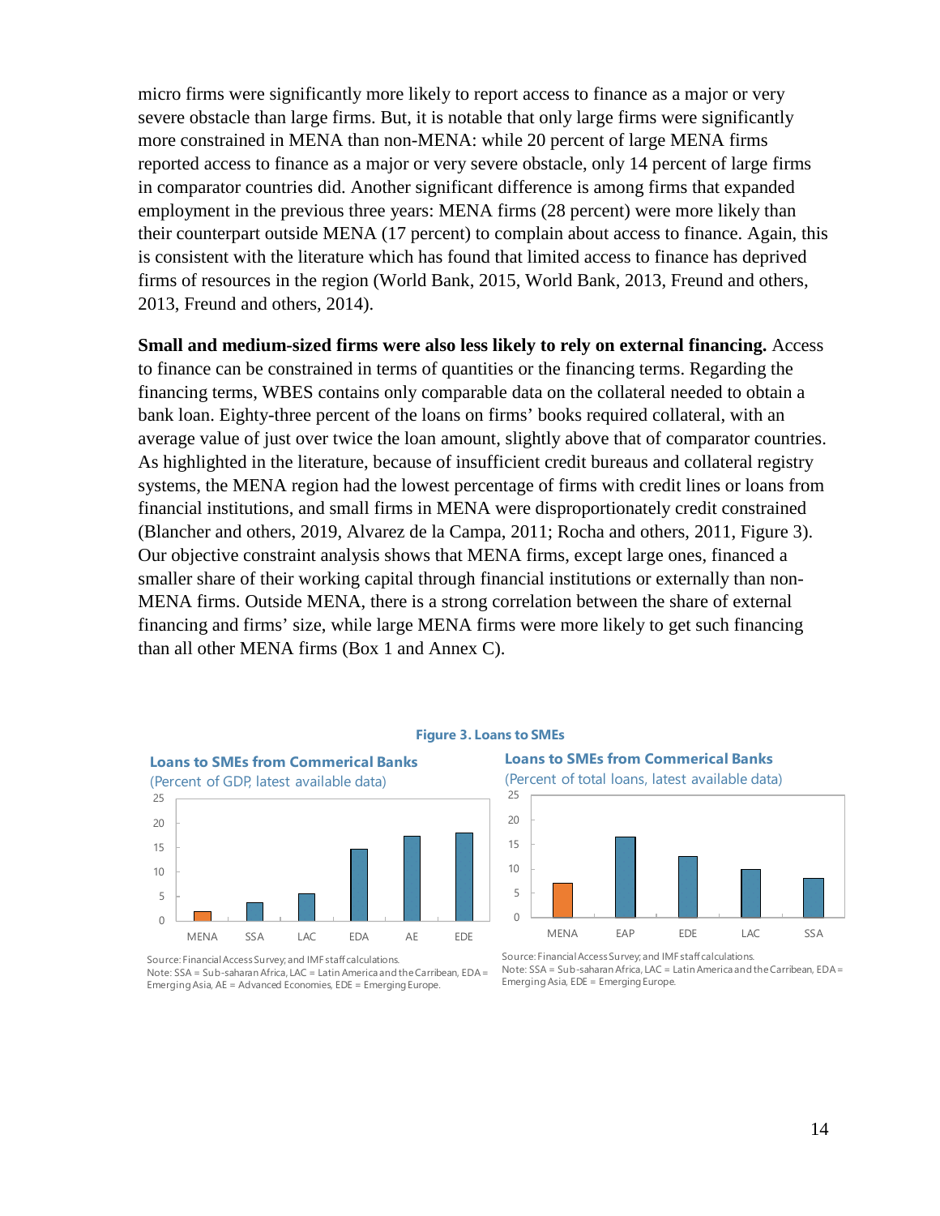micro firms were significantly more likely to report access to finance as a major or very severe obstacle than large firms. But, it is notable that only large firms were significantly more constrained in MENA than non-MENA: while 20 percent of large MENA firms reported access to finance as a major or very severe obstacle, only 14 percent of large firms in comparator countries did. Another significant difference is among firms that expanded employment in the previous three years: MENA firms (28 percent) were more likely than their counterpart outside MENA (17 percent) to complain about access to finance. Again, this is consistent with the literature which has found that limited access to finance has deprived firms of resources in the region (World Bank, 2015, World Bank, 2013, Freund and others, 2013, Freund and others, 2014).

**Small and medium-sized firms were also less likely to rely on external financing.** Access to finance can be constrained in terms of quantities or the financing terms. Regarding the financing terms, WBES contains only comparable data on the collateral needed to obtain a bank loan. Eighty-three percent of the loans on firms' books required collateral, with an average value of just over twice the loan amount, slightly above that of comparator countries. As highlighted in the literature, because of insufficient credit bureaus and collateral registry systems, the MENA region had the lowest percentage of firms with credit lines or loans from financial institutions, and small firms in MENA were disproportionately credit constrained (Blancher and others, 2019, Alvarez de la Campa, 2011; Rocha and others, 2011, Figure 3). Our objective constraint analysis shows that MENA firms, except large ones, financed a smaller share of their working capital through financial institutions or externally than non-MENA firms. Outside MENA, there is a strong correlation between the share of external financing and firms' size, while large MENA firms were more likely to get such financing than all other MENA firms (Box 1 and Annex C).

**Figure 3. Loans to SMEs**

**Loans to SMEs from Commerical Banks**
(Percent of GDP, latest available data)

| Region | Value |
|---|---|
| MENA | 2 |
| SSA | 4 |
| LAC | 5.5 |
| EDA | 15 |
| AE | 17.5 |
| EDE | 18 |

Source: Financial Access Survey; and IMF staff calculations.
Note: SSA = Sub-saharan Africa, LAC = Latin America and the Carribean, EDA = Emerging Asia, AE = Advanced Economies, EDE = Emerging Europe.

**Loans to SMEs from Commerical Banks**
(Percent of total loans, latest available data)

| Region | Value |
|---|---|
| MENA | 7 |
| EAP | 16.5 |
| EDE | 12.5 |
| LAC | 10 |
| SSA | 8 |

Source: Financial Access Survey; and IMF staff calculations.
Note: SSA = Sub-saharan Africa, LAC = Latin America and the Carribean, EDA = Emerging Asia, EDE = Emerging Europe.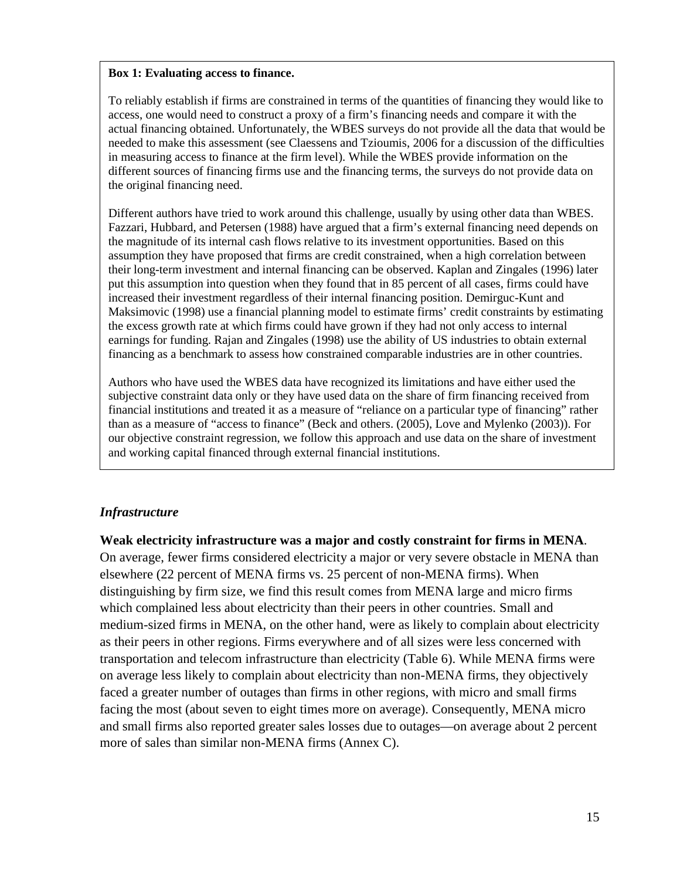**Box 1: Evaluating access to finance.**

To reliably establish if firms are constrained in terms of the quantities of financing they would like to access, one would need to construct a proxy of a firm's financing needs and compare it with the actual financing obtained. Unfortunately, the WBES surveys do not provide all the data that would be needed to make this assessment (see Claessens and Tzioumis, 2006 for a discussion of the difficulties in measuring access to finance at the firm level). While the WBES provide information on the different sources of financing firms use and the financing terms, the surveys do not provide data on the original financing need.

Different authors have tried to work around this challenge, usually by using other data than WBES. Fazzari, Hubbard, and Petersen (1988) have argued that a firm's external financing need depends on the magnitude of its internal cash flows relative to its investment opportunities. Based on this assumption they have proposed that firms are credit constrained, when a high correlation between their long-term investment and internal financing can be observed. Kaplan and Zingales (1996) later put this assumption into question when they found that in 85 percent of all cases, firms could have increased their investment regardless of their internal financing position. Demirguc-Kunt and Maksimovic (1998) use a financial planning model to estimate firms' credit constraints by estimating the excess growth rate at which firms could have grown if they had not only access to internal earnings for funding. Rajan and Zingales (1998) use the ability of US industries to obtain external financing as a benchmark to assess how constrained comparable industries are in other countries.

Authors who have used the WBES data have recognized its limitations and have either used the subjective constraint data only or they have used data on the share of firm financing received from financial institutions and treated it as a measure of "reliance on a particular type of financing" rather than as a measure of "access to finance" (Beck and others. (2005), Love and Mylenko (2003)). For our objective constraint regression, we follow this approach and use data on the share of investment and working capital financed through external financial institutions.

### *Infrastructure*

**Weak electricity infrastructure was a major and costly constraint for firms in MENA**. On average, fewer firms considered electricity a major or very severe obstacle in MENA than elsewhere (22 percent of MENA firms vs. 25 percent of non-MENA firms). When distinguishing by firm size, we find this result comes from MENA large and micro firms which complained less about electricity than their peers in other countries. Small and medium-sized firms in MENA, on the other hand, were as likely to complain about electricity as their peers in other regions. Firms everywhere and of all sizes were less concerned with transportation and telecom infrastructure than electricity (Table 6). While MENA firms were on average less likely to complain about electricity than non-MENA firms, they objectively faced a greater number of outages than firms in other regions, with micro and small firms facing the most (about seven to eight times more on average). Consequently, MENA micro and small firms also reported greater sales losses due to outages—on average about 2 percent more of sales than similar non-MENA firms (Annex C).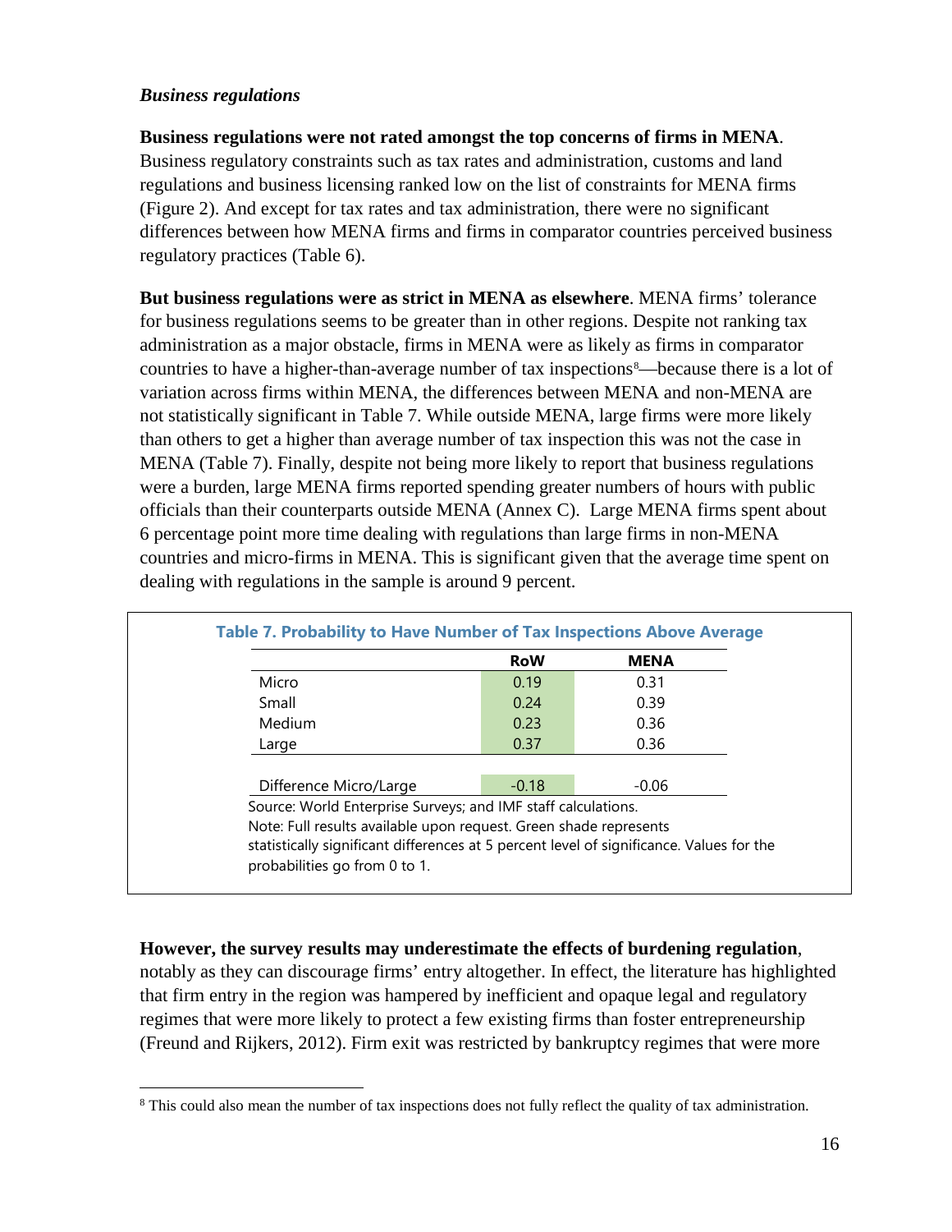*Business regulations*

**Business regulations were not rated amongst the top concerns of firms in MENA**. Business regulatory constraints such as tax rates and administration, customs and land regulations and business licensing ranked low on the list of constraints for MENA firms (Figure 2). And except for tax rates and tax administration, there were no significant differences between how MENA firms and firms in comparator countries perceived business regulatory practices (Table 6).

**But business regulations were as strict in MENA as elsewhere**. MENA firms' tolerance for business regulations seems to be greater than in other regions. Despite not ranking tax administration as a major obstacle, firms in MENA were as likely as firms in comparator countries to have a higher-than-average number of tax inspections[8]—because there is a lot of variation across firms within MENA, the differences between MENA and non-MENA are not statistically significant in Table 7. While outside MENA, large firms were more likely than others to get a higher than average number of tax inspection this was not the case in MENA (Table 7). Finally, despite not being more likely to report that business regulations were a burden, large MENA firms reported spending greater numbers of hours with public officials than their counterparts outside MENA (Annex C). Large MENA firms spent about 6 percentage point more time dealing with regulations than large firms in non-MENA countries and micro-firms in MENA. This is significant given that the average time spent on dealing with regulations in the sample is around 9 percent.

**Table 7. Probability to Have Number of Tax Inspections Above Average**

| | RoW | MENA |
|---|---|---|
| Micro | 0.19 | 0.31 |
| Small | 0.24 | 0.39 |
| Medium | 0.23 | 0.36 |
| Large | 0.37 | 0.36 |
| Difference Micro/Large | -0.18 | -0.06 |

Source: World Enterprise Surveys; and IMF staff calculations.
Note: Full results available upon request. Green shade represents statistically significant differences at 5 percent level of significance. Values for the probabilities go from 0 to 1.

**However, the survey results may underestimate the effects of burdening regulation**, notably as they can discourage firms' entry altogether. In effect, the literature has highlighted that firm entry in the region was hampered by inefficient and opaque legal and regulatory regimes that were more likely to protect a few existing firms than foster entrepreneurship (Freund and Rijkers, 2012). Firm exit was restricted by bankruptcy regimes that were more

[8] This could also mean the number of tax inspections does not fully reflect the quality of tax administration.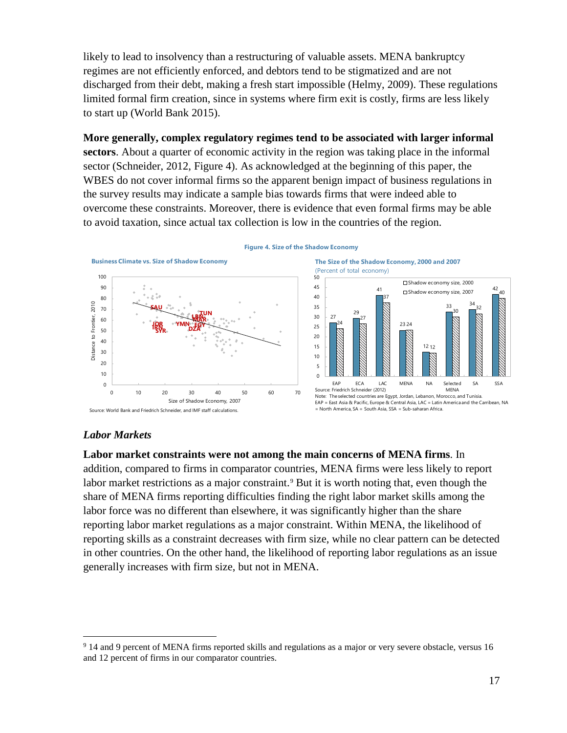likely to lead to insolvency than a restructuring of valuable assets. MENA bankruptcy regimes are not efficiently enforced, and debtors tend to be stigmatized and are not discharged from their debt, making a fresh start impossible (Helmy, 2009). These regulations limited formal firm creation, since in systems where firm exit is costly, firms are less likely to start up (World Bank 2015).

**More generally, complex regulatory regimes tend to be associated with larger informal sectors**. About a quarter of economic activity in the region was taking place in the informal sector (Schneider, 2012, Figure 4). As acknowledged at the beginning of this paper, the WBES do not cover informal firms so the apparent benign impact of business regulations in the survey results may indicate a sample bias towards firms that were indeed able to overcome these constraints. Moreover, there is evidence that even formal firms may be able to avoid taxation, since actual tax collection is low in the countries of the region.

**Figure 4. Size of the Shadow Economy**

**Business Climate vs. Size of Shadow Economy**

Source: World Bank and Friedrich Schneider, and IMF staff calculations.

**The Size of the Shadow Economy, 2000 and 2007**
(Percent of total economy)

| | Shadow economy size, 2000 | Shadow economy size, 2007 |
|---|---|---|
| EAP | 27 | 24 |
| ECA | 29 | 27 |
| LAC | 41 | 37 |
| MENA | 23 | 24 |
| NA | 12 | 12 |
| Selected MENA | 33 | 30 |
| SA | 34 | 32 |
| SSA | 42 | 40 |

Source: Friedrich Schneider (2012)
Note: The selected countries are Egypt, Jordan, Lebanon, Morocco, and Tunisia.
EAP = East Asia & Pacific, Europe & Central Asia, LAC = Latin America and the Carribean, NA = North America, SA = South Asia, SSA = Sub-saharan Africa.

### *Labor Markets*

**Labor market constraints were not among the main concerns of MENA firms**. In addition, compared to firms in comparator countries, MENA firms were less likely to report labor market restrictions as a major constraint.[9] But it is worth noting that, even though the share of MENA firms reporting difficulties finding the right labor market skills among the labor force was no different than elsewhere, it was significantly higher than the share reporting labor market regulations as a major constraint. Within MENA, the likelihood of reporting skills as a constraint decreases with firm size, while no clear pattern can be detected in other countries. On the other hand, the likelihood of reporting labor regulations as an issue generally increases with firm size, but not in MENA.

---

[9] 14 and 9 percent of MENA firms reported skills and regulations as a major or very severe obstacle, versus 16 and 12 percent of firms in our comparator countries.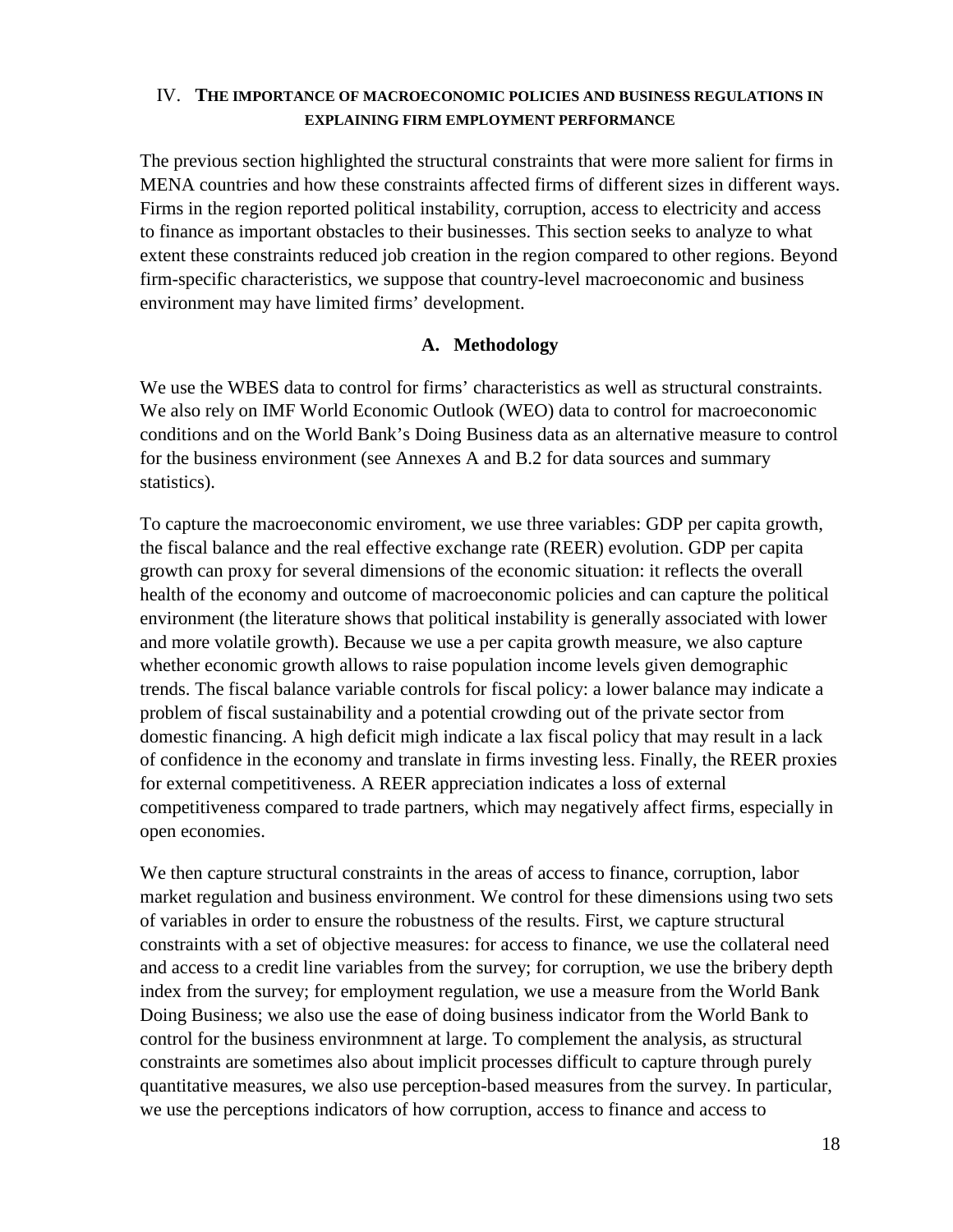## IV. THE IMPORTANCE OF MACROECONOMIC POLICIES AND BUSINESS REGULATIONS IN EXPLAINING FIRM EMPLOYMENT PERFORMANCE

The previous section highlighted the structural constraints that were more salient for firms in MENA countries and how these constraints affected firms of different sizes in different ways. Firms in the region reported political instability, corruption, access to electricity and access to finance as important obstacles to their businesses. This section seeks to analyze to what extent these constraints reduced job creation in the region compared to other regions. Beyond firm-specific characteristics, we suppose that country-level macroeconomic and business environment may have limited firms' development.

### A. Methodology

We use the WBES data to control for firms' characteristics as well as structural constraints. We also rely on IMF World Economic Outlook (WEO) data to control for macroeconomic conditions and on the World Bank's Doing Business data as an alternative measure to control for the business environment (see Annexes A and B.2 for data sources and summary statistics).

To capture the macroeconomic enviroment, we use three variables: GDP per capita growth, the fiscal balance and the real effective exchange rate (REER) evolution. GDP per capita growth can proxy for several dimensions of the economic situation: it reflects the overall health of the economy and outcome of macroeconomic policies and can capture the political environment (the literature shows that political instability is generally associated with lower and more volatile growth). Because we use a per capita growth measure, we also capture whether economic growth allows to raise population income levels given demographic trends. The fiscal balance variable controls for fiscal policy: a lower balance may indicate a problem of fiscal sustainability and a potential crowding out of the private sector from domestic financing. A high deficit migh indicate a lax fiscal policy that may result in a lack of confidence in the economy and translate in firms investing less. Finally, the REER proxies for external competitiveness. A REER appreciation indicates a loss of external competitiveness compared to trade partners, which may negatively affect firms, especially in open economies.

We then capture structural constraints in the areas of access to finance, corruption, labor market regulation and business environment. We control for these dimensions using two sets of variables in order to ensure the robustness of the results. First, we capture structural constraints with a set of objective measures: for access to finance, we use the collateral need and access to a credit line variables from the survey; for corruption, we use the bribery depth index from the survey; for employment regulation, we use a measure from the World Bank Doing Business; we also use the ease of doing business indicator from the World Bank to control for the business environmnent at large. To complement the analysis, as structural constraints are sometimes also about implicit processes difficult to capture through purely quantitative measures, we also use perception-based measures from the survey. In particular, we use the perceptions indicators of how corruption, access to finance and access to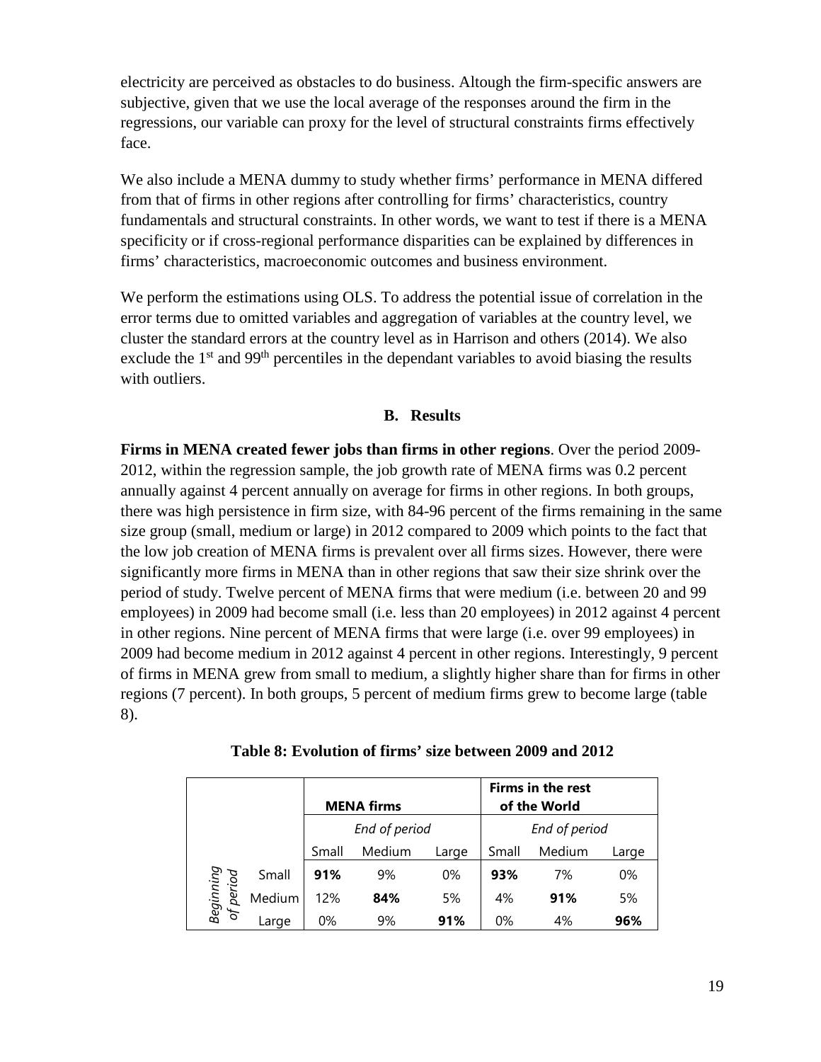electricity are perceived as obstacles to do business. Altough the firm-specific answers are subjective, given that we use the local average of the responses around the firm in the regressions, our variable can proxy for the level of structural constraints firms effectively face.

We also include a MENA dummy to study whether firms' performance in MENA differed from that of firms in other regions after controlling for firms' characteristics, country fundamentals and structural constraints. In other words, we want to test if there is a MENA specificity or if cross-regional performance disparities can be explained by differences in firms' characteristics, macroeconomic outcomes and business environment.

We perform the estimations using OLS. To address the potential issue of correlation in the error terms due to omitted variables and aggregation of variables at the country level, we cluster the standard errors at the country level as in Harrison and others (2014). We also exclude the 1st and 99th percentiles in the dependant variables to avoid biasing the results with outliers.

### B. Results

**Firms in MENA created fewer jobs than firms in other regions**. Over the period 2009-2012, within the regression sample, the job growth rate of MENA firms was 0.2 percent annually against 4 percent annually on average for firms in other regions. In both groups, there was high persistence in firm size, with 84-96 percent of the firms remaining in the same size group (small, medium or large) in 2012 compared to 2009 which points to the fact that the low job creation of MENA firms is prevalent over all firms sizes. However, there were significantly more firms in MENA than in other regions that saw their size shrink over the period of study. Twelve percent of MENA firms that were medium (i.e. between 20 and 99 employees) in 2009 had become small (i.e. less than 20 employees) in 2012 against 4 percent in other regions. Nine percent of MENA firms that were large (i.e. over 99 employees) in 2009 had become medium in 2012 against 4 percent in other regions. Interestingly, 9 percent of firms in MENA grew from small to medium, a slightly higher share than for firms in other regions (7 percent). In both groups, 5 percent of medium firms grew to become large (table 8).

**Table 8: Evolution of firms' size between 2009 and 2012**

| | | **MENA firms** | | | **Firms in the rest of the World** | | |
|---|---|---|---|---|---|---|---|
| | | *End of period* | | | *End of period* | | |
| | | Small | Medium | Large | Small | Medium | Large |
| *Beginning of period* | Small | **91%** | 9% | 0% | **93%** | 7% | 0% |
| | Medium | 12% | **84%** | 5% | 4% | **91%** | 5% |
| | Large | 0% | 9% | **91%** | 0% | 4% | **96%** |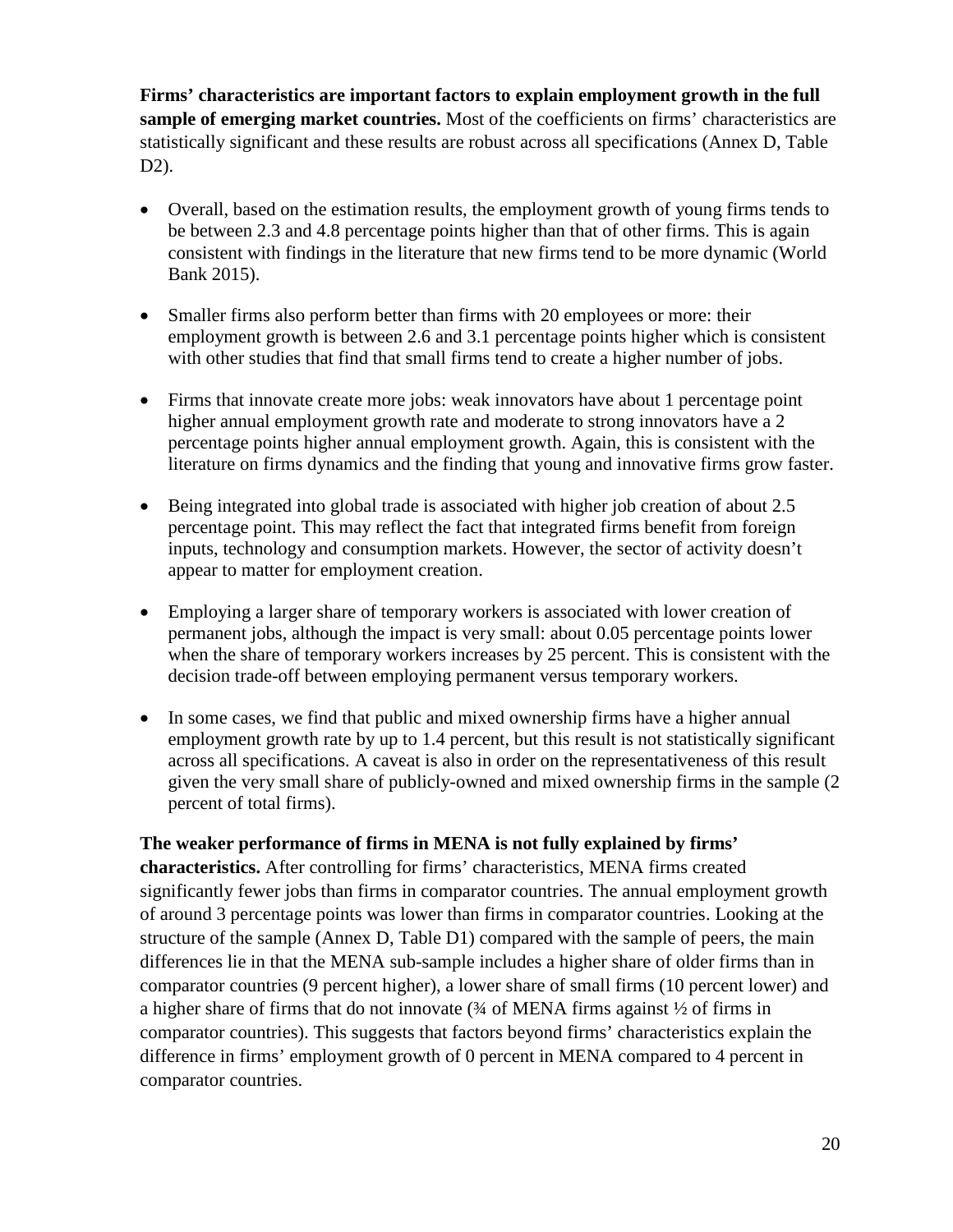**Firms' characteristics are important factors to explain employment growth in the full sample of emerging market countries.** Most of the coefficients on firms' characteristics are statistically significant and these results are robust across all specifications (Annex D, Table D2).

- Overall, based on the estimation results, the employment growth of young firms tends to be between 2.3 and 4.8 percentage points higher than that of other firms. This is again consistent with findings in the literature that new firms tend to be more dynamic (World Bank 2015).
- Smaller firms also perform better than firms with 20 employees or more: their employment growth is between 2.6 and 3.1 percentage points higher which is consistent with other studies that find that small firms tend to create a higher number of jobs.
- Firms that innovate create more jobs: weak innovators have about 1 percentage point higher annual employment growth rate and moderate to strong innovators have a 2 percentage points higher annual employment growth. Again, this is consistent with the literature on firms dynamics and the finding that young and innovative firms grow faster.
- Being integrated into global trade is associated with higher job creation of about 2.5 percentage point. This may reflect the fact that integrated firms benefit from foreign inputs, technology and consumption markets. However, the sector of activity doesn't appear to matter for employment creation.
- Employing a larger share of temporary workers is associated with lower creation of permanent jobs, although the impact is very small: about 0.05 percentage points lower when the share of temporary workers increases by 25 percent. This is consistent with the decision trade-off between employing permanent versus temporary workers.
- In some cases, we find that public and mixed ownership firms have a higher annual employment growth rate by up to 1.4 percent, but this result is not statistically significant across all specifications. A caveat is also in order on the representativeness of this result given the very small share of publicly-owned and mixed ownership firms in the sample (2 percent of total firms).

**The weaker performance of firms in MENA is not fully explained by firms' characteristics.** After controlling for firms' characteristics, MENA firms created significantly fewer jobs than firms in comparator countries. The annual employment growth of around 3 percentage points was lower than firms in comparator countries. Looking at the structure of the sample (Annex D, Table D1) compared with the sample of peers, the main differences lie in that the MENA sub-sample includes a higher share of older firms than in comparator countries (9 percent higher), a lower share of small firms (10 percent lower) and a higher share of firms that do not innovate (¾ of MENA firms against ½ of firms in comparator countries). This suggests that factors beyond firms' characteristics explain the difference in firms' employment growth of 0 percent in MENA compared to 4 percent in comparator countries.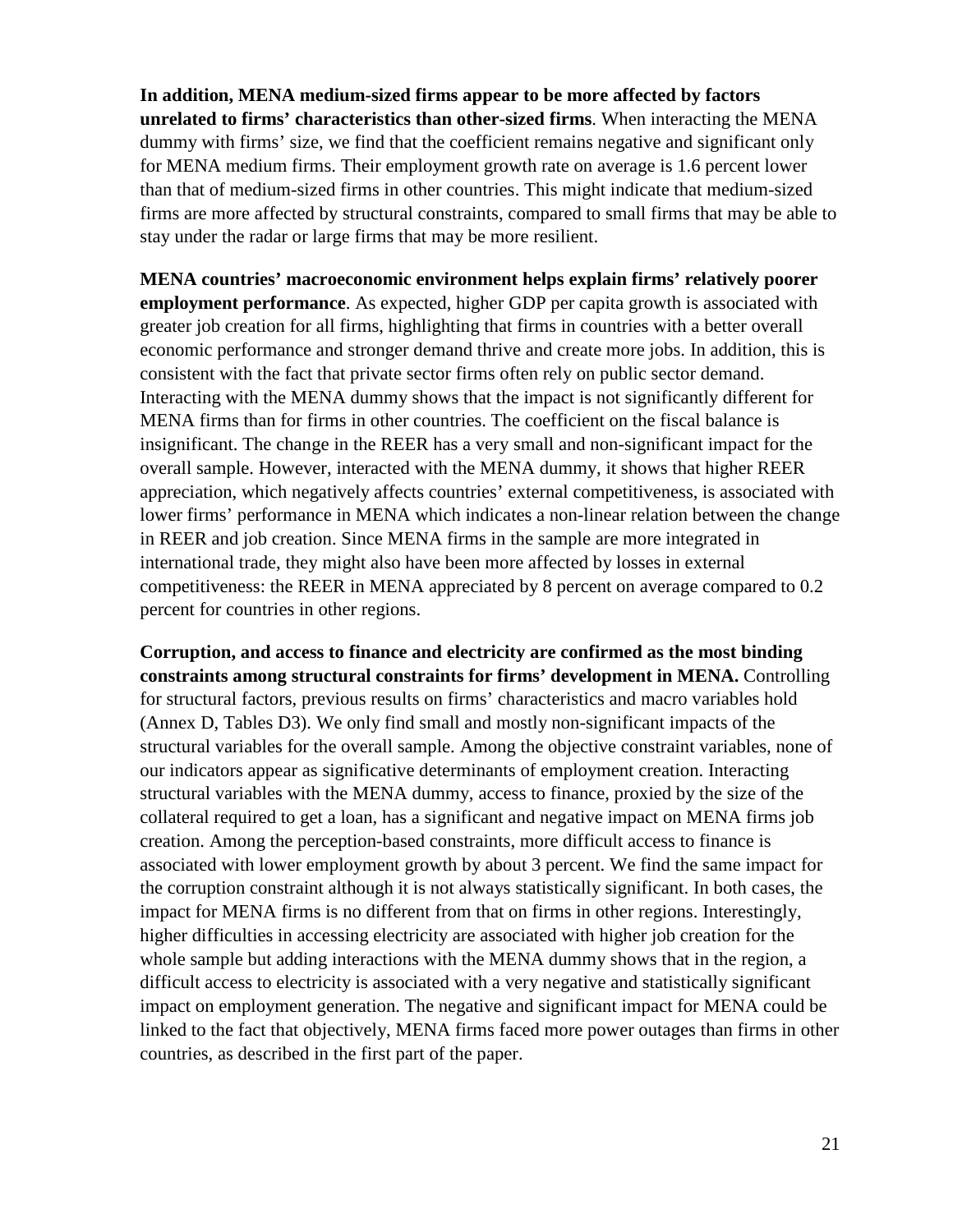**In addition, MENA medium-sized firms appear to be more affected by factors unrelated to firms' characteristics than other-sized firms**. When interacting the MENA dummy with firms' size, we find that the coefficient remains negative and significant only for MENA medium firms. Their employment growth rate on average is 1.6 percent lower than that of medium-sized firms in other countries. This might indicate that medium-sized firms are more affected by structural constraints, compared to small firms that may be able to stay under the radar or large firms that may be more resilient.

**MENA countries' macroeconomic environment helps explain firms' relatively poorer employment performance**. As expected, higher GDP per capita growth is associated with greater job creation for all firms, highlighting that firms in countries with a better overall economic performance and stronger demand thrive and create more jobs. In addition, this is consistent with the fact that private sector firms often rely on public sector demand. Interacting with the MENA dummy shows that the impact is not significantly different for MENA firms than for firms in other countries. The coefficient on the fiscal balance is insignificant. The change in the REER has a very small and non-significant impact for the overall sample. However, interacted with the MENA dummy, it shows that higher REER appreciation, which negatively affects countries' external competitiveness, is associated with lower firms' performance in MENA which indicates a non-linear relation between the change in REER and job creation. Since MENA firms in the sample are more integrated in international trade, they might also have been more affected by losses in external competitiveness: the REER in MENA appreciated by 8 percent on average compared to 0.2 percent for countries in other regions.

**Corruption, and access to finance and electricity are confirmed as the most binding constraints among structural constraints for firms' development in MENA.** Controlling for structural factors, previous results on firms' characteristics and macro variables hold (Annex D, Tables D3). We only find small and mostly non-significant impacts of the structural variables for the overall sample. Among the objective constraint variables, none of our indicators appear as significative determinants of employment creation. Interacting structural variables with the MENA dummy, access to finance, proxied by the size of the collateral required to get a loan, has a significant and negative impact on MENA firms job creation. Among the perception-based constraints, more difficult access to finance is associated with lower employment growth by about 3 percent. We find the same impact for the corruption constraint although it is not always statistically significant. In both cases, the impact for MENA firms is no different from that on firms in other regions. Interestingly, higher difficulties in accessing electricity are associated with higher job creation for the whole sample but adding interactions with the MENA dummy shows that in the region, a difficult access to electricity is associated with a very negative and statistically significant impact on employment generation. The negative and significant impact for MENA could be linked to the fact that objectively, MENA firms faced more power outages than firms in other countries, as described in the first part of the paper.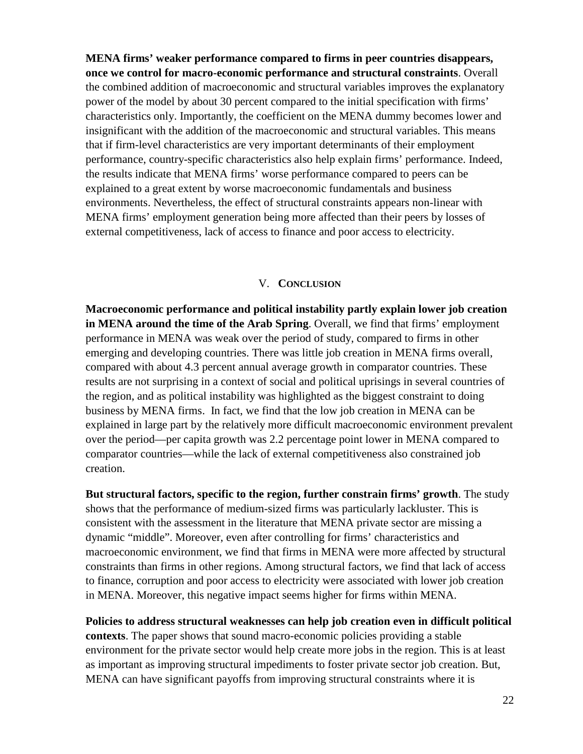**MENA firms' weaker performance compared to firms in peer countries disappears, once we control for macro-economic performance and structural constraints**. Overall the combined addition of macroeconomic and structural variables improves the explanatory power of the model by about 30 percent compared to the initial specification with firms' characteristics only. Importantly, the coefficient on the MENA dummy becomes lower and insignificant with the addition of the macroeconomic and structural variables. This means that if firm-level characteristics are very important determinants of their employment performance, country-specific characteristics also help explain firms' performance. Indeed, the results indicate that MENA firms' worse performance compared to peers can be explained to a great extent by worse macroeconomic fundamentals and business environments. Nevertheless, the effect of structural constraints appears non-linear with MENA firms' employment generation being more affected than their peers by losses of external competitiveness, lack of access to finance and poor access to electricity.

## V. CONCLUSION

**Macroeconomic performance and political instability partly explain lower job creation in MENA around the time of the Arab Spring**. Overall, we find that firms' employment performance in MENA was weak over the period of study, compared to firms in other emerging and developing countries. There was little job creation in MENA firms overall, compared with about 4.3 percent annual average growth in comparator countries. These results are not surprising in a context of social and political uprisings in several countries of the region, and as political instability was highlighted as the biggest constraint to doing business by MENA firms. In fact, we find that the low job creation in MENA can be explained in large part by the relatively more difficult macroeconomic environment prevalent over the period—per capita growth was 2.2 percentage point lower in MENA compared to comparator countries—while the lack of external competitiveness also constrained job creation.

**But structural factors, specific to the region, further constrain firms' growth**. The study shows that the performance of medium-sized firms was particularly lackluster. This is consistent with the assessment in the literature that MENA private sector are missing a dynamic "middle". Moreover, even after controlling for firms' characteristics and macroeconomic environment, we find that firms in MENA were more affected by structural constraints than firms in other regions. Among structural factors, we find that lack of access to finance, corruption and poor access to electricity were associated with lower job creation in MENA. Moreover, this negative impact seems higher for firms within MENA.

**Policies to address structural weaknesses can help job creation even in difficult political contexts**. The paper shows that sound macro-economic policies providing a stable environment for the private sector would help create more jobs in the region. This is at least as important as improving structural impediments to foster private sector job creation. But, MENA can have significant payoffs from improving structural constraints where it is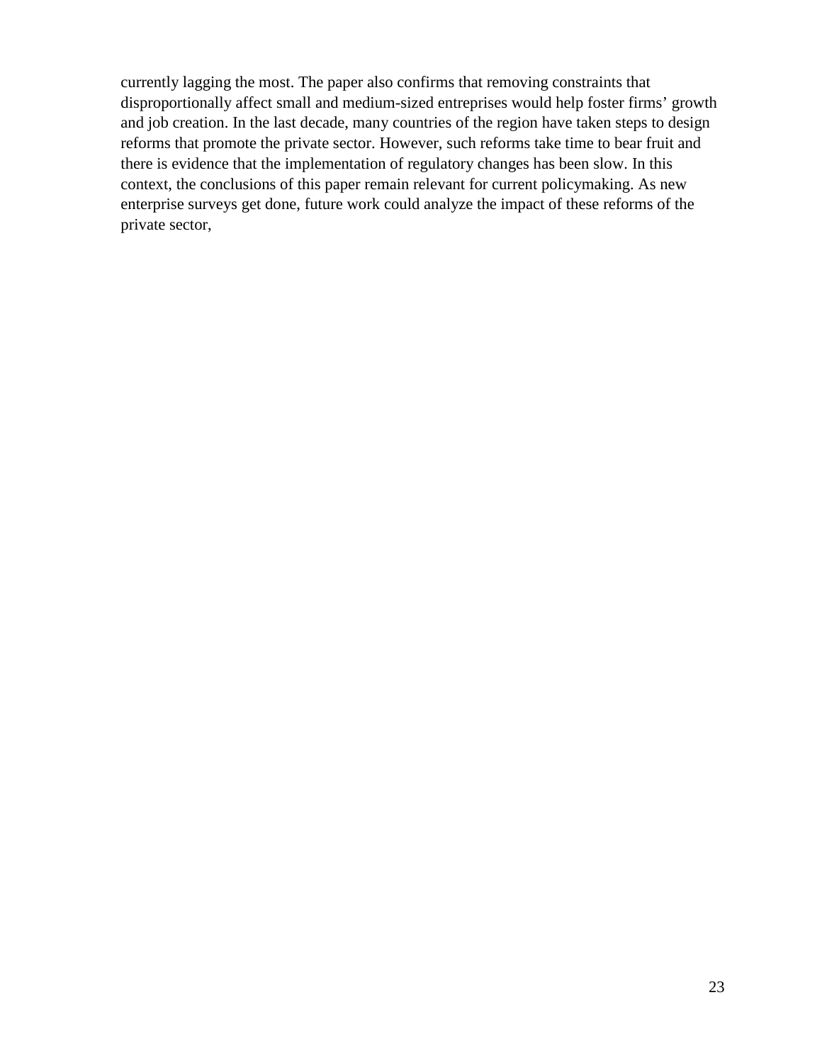currently lagging the most. The paper also confirms that removing constraints that disproportionally affect small and medium-sized entreprises would help foster firms' growth and job creation. In the last decade, many countries of the region have taken steps to design reforms that promote the private sector. However, such reforms take time to bear fruit and there is evidence that the implementation of regulatory changes has been slow. In this context, the conclusions of this paper remain relevant for current policymaking. As new enterprise surveys get done, future work could analyze the impact of these reforms of the private sector,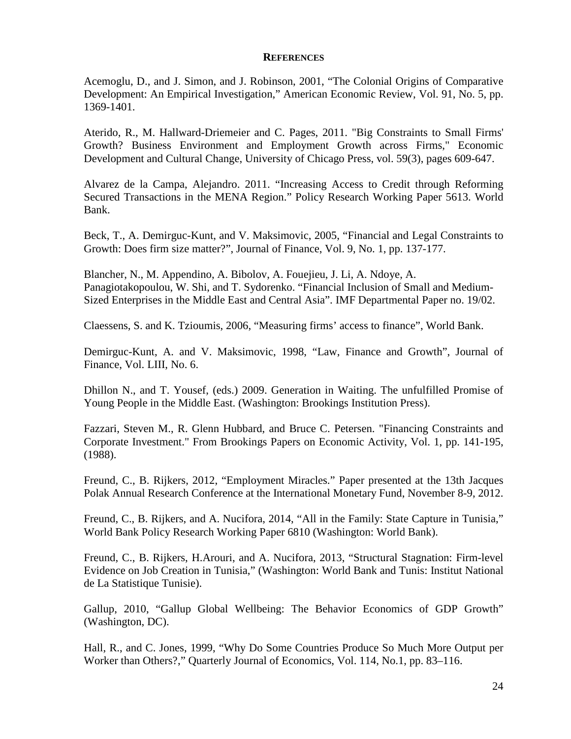## REFERENCES

Acemoglu, D., and J. Simon, and J. Robinson, 2001, "The Colonial Origins of Comparative Development: An Empirical Investigation," American Economic Review, Vol. 91, No. 5, pp. 1369-1401.

Aterido, R., M. Hallward-Driemeier and C. Pages, 2011. "Big Constraints to Small Firms' Growth? Business Environment and Employment Growth across Firms," Economic Development and Cultural Change, University of Chicago Press, vol. 59(3), pages 609-647.

Alvarez de la Campa, Alejandro. 2011. "Increasing Access to Credit through Reforming Secured Transactions in the MENA Region." Policy Research Working Paper 5613. World Bank.

Beck, T., A. Demirguc-Kunt, and V. Maksimovic, 2005, "Financial and Legal Constraints to Growth: Does firm size matter?", Journal of Finance, Vol. 9, No. 1, pp. 137-177.

Blancher, N., M. Appendino, A. Bibolov, A. Fouejieu, J. Li, A. Ndoye, A. Panagiotakopoulou, W. Shi, and T. Sydorenko. "Financial Inclusion of Small and Medium-Sized Enterprises in the Middle East and Central Asia". IMF Departmental Paper no. 19/02.

Claessens, S. and K. Tzioumis, 2006, "Measuring firms' access to finance", World Bank.

Demirguc-Kunt, A. and V. Maksimovic, 1998, "Law, Finance and Growth", Journal of Finance, Vol. LIII, No. 6.

Dhillon N., and T. Yousef, (eds.) 2009. Generation in Waiting. The unfulfilled Promise of Young People in the Middle East. (Washington: Brookings Institution Press).

Fazzari, Steven M., R. Glenn Hubbard, and Bruce C. Petersen. "Financing Constraints and Corporate Investment." From Brookings Papers on Economic Activity, Vol. 1, pp. 141-195, (1988).

Freund, C., B. Rijkers, 2012, "Employment Miracles." Paper presented at the 13th Jacques Polak Annual Research Conference at the International Monetary Fund, November 8-9, 2012.

Freund, C., B. Rijkers, and A. Nucifora, 2014, "All in the Family: State Capture in Tunisia," World Bank Policy Research Working Paper 6810 (Washington: World Bank).

Freund, C., B. Rijkers, H.Arouri, and A. Nucifora, 2013, "Structural Stagnation: Firm-level Evidence on Job Creation in Tunisia," (Washington: World Bank and Tunis: Institut National de La Statistique Tunisie).

Gallup, 2010, "Gallup Global Wellbeing: The Behavior Economics of GDP Growth" (Washington, DC).

Hall, R., and C. Jones, 1999, "Why Do Some Countries Produce So Much More Output per Worker than Others?," Quarterly Journal of Economics, Vol. 114, No.1, pp. 83–116.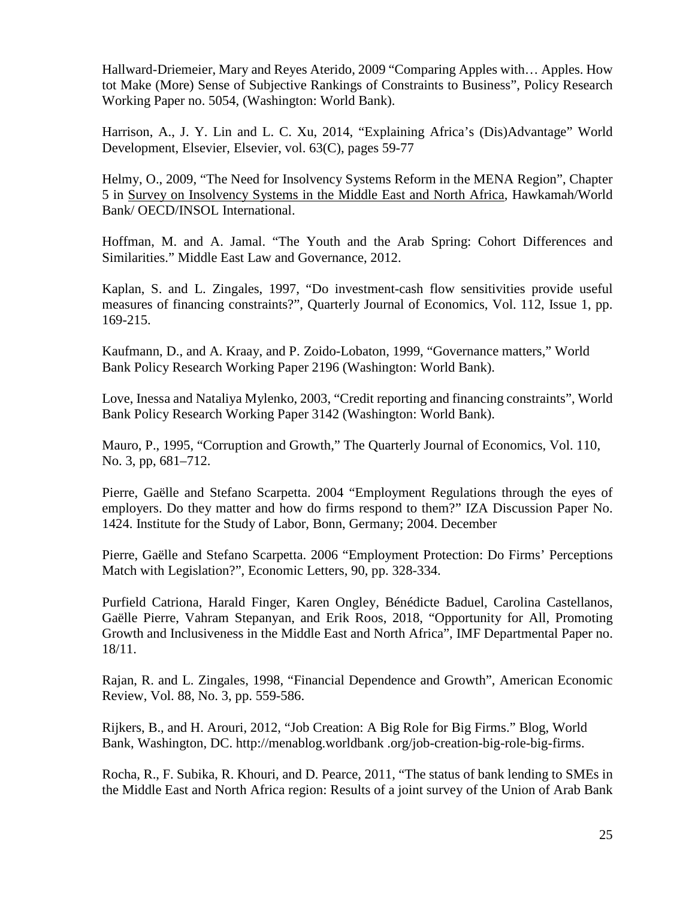Hallward-Driemeier, Mary and Reyes Aterido, 2009 "Comparing Apples with… Apples. How tot Make (More) Sense of Subjective Rankings of Constraints to Business", Policy Research Working Paper no. 5054, (Washington: World Bank).

Harrison, A., J. Y. Lin and L. C. Xu, 2014, "Explaining Africa's (Dis)Advantage" World Development, Elsevier, Elsevier, vol. 63(C), pages 59-77

Helmy, O., 2009, "The Need for Insolvency Systems Reform in the MENA Region", Chapter 5 in Survey on Insolvency Systems in the Middle East and North Africa, Hawkamah/World Bank/ OECD/INSOL International.

Hoffman, M. and A. Jamal. "The Youth and the Arab Spring: Cohort Differences and Similarities." Middle East Law and Governance, 2012.

Kaplan, S. and L. Zingales, 1997, "Do investment-cash flow sensitivities provide useful measures of financing constraints?", Quarterly Journal of Economics, Vol. 112, Issue 1, pp. 169-215.

Kaufmann, D., and A. Kraay, and P. Zoido-Lobaton, 1999, "Governance matters," World Bank Policy Research Working Paper 2196 (Washington: World Bank).

Love, Inessa and Nataliya Mylenko, 2003, "Credit reporting and financing constraints", World Bank Policy Research Working Paper 3142 (Washington: World Bank).

Mauro, P., 1995, "Corruption and Growth," The Quarterly Journal of Economics, Vol. 110, No. 3, pp, 681–712.

Pierre, Gaëlle and Stefano Scarpetta. 2004 "Employment Regulations through the eyes of employers. Do they matter and how do firms respond to them?" IZA Discussion Paper No. 1424. Institute for the Study of Labor, Bonn, Germany; 2004. December

Pierre, Gaëlle and Stefano Scarpetta. 2006 "Employment Protection: Do Firms' Perceptions Match with Legislation?", Economic Letters, 90, pp. 328-334.

Purfield Catriona, Harald Finger, Karen Ongley, Bénédicte Baduel, Carolina Castellanos, Gaëlle Pierre, Vahram Stepanyan, and Erik Roos, 2018, "Opportunity for All, Promoting Growth and Inclusiveness in the Middle East and North Africa", IMF Departmental Paper no. 18/11.

Rajan, R. and L. Zingales, 1998, "Financial Dependence and Growth", American Economic Review, Vol. 88, No. 3, pp. 559-586.

Rijkers, B., and H. Arouri, 2012, "Job Creation: A Big Role for Big Firms." Blog, World Bank, Washington, DC. http://menablog.worldbank .org/job-creation-big-role-big-firms.

Rocha, R., F. Subika, R. Khouri, and D. Pearce, 2011, "The status of bank lending to SMEs in the Middle East and North Africa region: Results of a joint survey of the Union of Arab Bank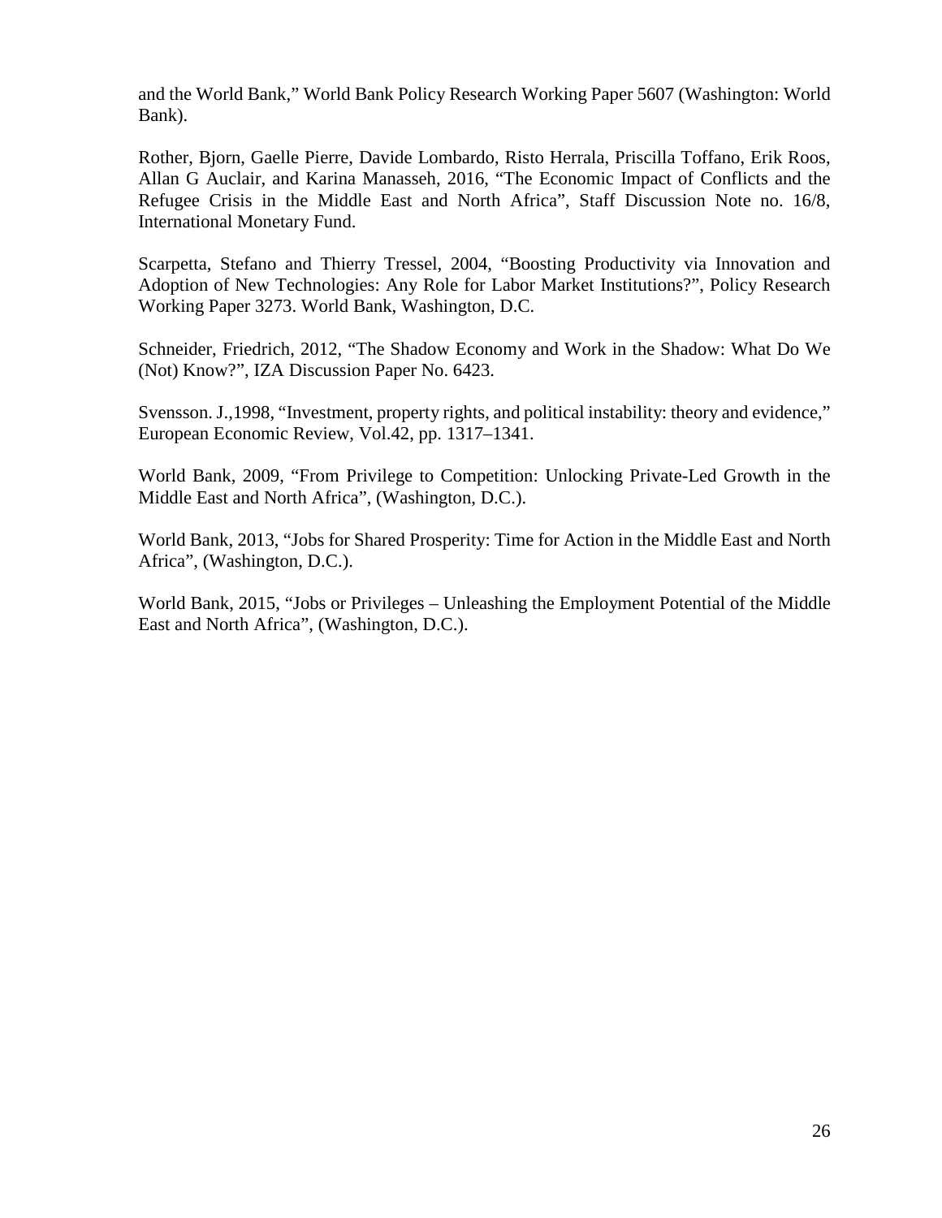and the World Bank," World Bank Policy Research Working Paper 5607 (Washington: World Bank).

Rother, Bjorn, Gaelle Pierre, Davide Lombardo, Risto Herrala, Priscilla Toffano, Erik Roos, Allan G Auclair, and Karina Manasseh, 2016, "The Economic Impact of Conflicts and the Refugee Crisis in the Middle East and North Africa", Staff Discussion Note no. 16/8, International Monetary Fund.

Scarpetta, Stefano and Thierry Tressel, 2004, "Boosting Productivity via Innovation and Adoption of New Technologies: Any Role for Labor Market Institutions?", Policy Research Working Paper 3273. World Bank, Washington, D.C.

Schneider, Friedrich, 2012, "The Shadow Economy and Work in the Shadow: What Do We (Not) Know?", IZA Discussion Paper No. 6423.

Svensson. J.,1998, "Investment, property rights, and political instability: theory and evidence," European Economic Review, Vol.42, pp. 1317–1341.

World Bank, 2009, "From Privilege to Competition: Unlocking Private-Led Growth in the Middle East and North Africa", (Washington, D.C.).

World Bank, 2013, "Jobs for Shared Prosperity: Time for Action in the Middle East and North Africa", (Washington, D.C.).

World Bank, 2015, "Jobs or Privileges – Unleashing the Employment Potential of the Middle East and North Africa", (Washington, D.C.).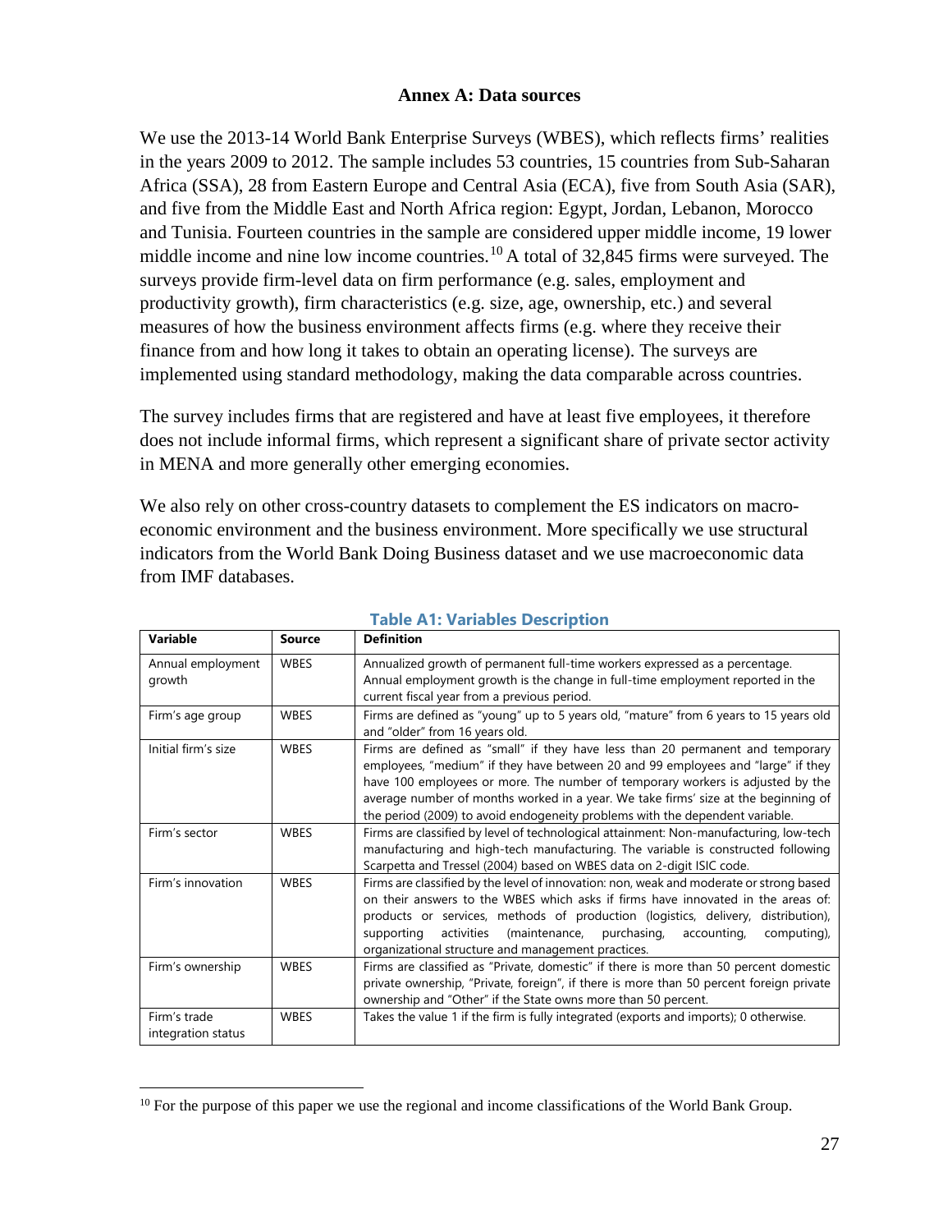## Annex A: Data sources

We use the 2013-14 World Bank Enterprise Surveys (WBES), which reflects firms' realities in the years 2009 to 2012. The sample includes 53 countries, 15 countries from Sub-Saharan Africa (SSA), 28 from Eastern Europe and Central Asia (ECA), five from South Asia (SAR), and five from the Middle East and North Africa region: Egypt, Jordan, Lebanon, Morocco and Tunisia. Fourteen countries in the sample are considered upper middle income, 19 lower middle income and nine low income countries.[10] A total of 32,845 firms were surveyed. The surveys provide firm-level data on firm performance (e.g. sales, employment and productivity growth), firm characteristics (e.g. size, age, ownership, etc.) and several measures of how the business environment affects firms (e.g. where they receive their finance from and how long it takes to obtain an operating license). The surveys are implemented using standard methodology, making the data comparable across countries.

The survey includes firms that are registered and have at least five employees, it therefore does not include informal firms, which represent a significant share of private sector activity in MENA and more generally other emerging economies.

We also rely on other cross-country datasets to complement the ES indicators on macro-economic environment and the business environment. More specifically we use structural indicators from the World Bank Doing Business dataset and we use macroeconomic data from IMF databases.

**Table A1: Variables Description**

| Variable | Source | Definition |
|---|---|---|
| Annual employment growth | WBES | Annualized growth of permanent full-time workers expressed as a percentage. Annual employment growth is the change in full-time employment reported in the current fiscal year from a previous period. |
| Firm's age group | WBES | Firms are defined as "young" up to 5 years old, "mature" from 6 years to 15 years old and "older" from 16 years old. |
| Initial firm's size | WBES | Firms are defined as "small" if they have less than 20 permanent and temporary employees, "medium" if they have between 20 and 99 employees and "large" if they have 100 employees or more. The number of temporary workers is adjusted by the average number of months worked in a year. We take firms' size at the beginning of the period (2009) to avoid endogeneity problems with the dependent variable. |
| Firm's sector | WBES | Firms are classified by level of technological attainment: Non-manufacturing, low-tech manufacturing and high-tech manufacturing. The variable is constructed following Scarpetta and Tressel (2004) based on WBES data on 2-digit ISIC code. |
| Firm's innovation | WBES | Firms are classified by the level of innovation: non, weak and moderate or strong based on their answers to the WBES which asks if firms have innovated in the areas of: products or services, methods of production (logistics, delivery, distribution), supporting activities (maintenance, purchasing, accounting, computing), organizational structure and management practices. |
| Firm's ownership | WBES | Firms are classified as "Private, domestic" if there is more than 50 percent domestic private ownership, "Private, foreign", if there is more than 50 percent foreign private ownership and "Other" if the State owns more than 50 percent. |
| Firm's trade integration status | WBES | Takes the value 1 if the firm is fully integrated (exports and imports); 0 otherwise. |

[10] For the purpose of this paper we use the regional and income classifications of the World Bank Group.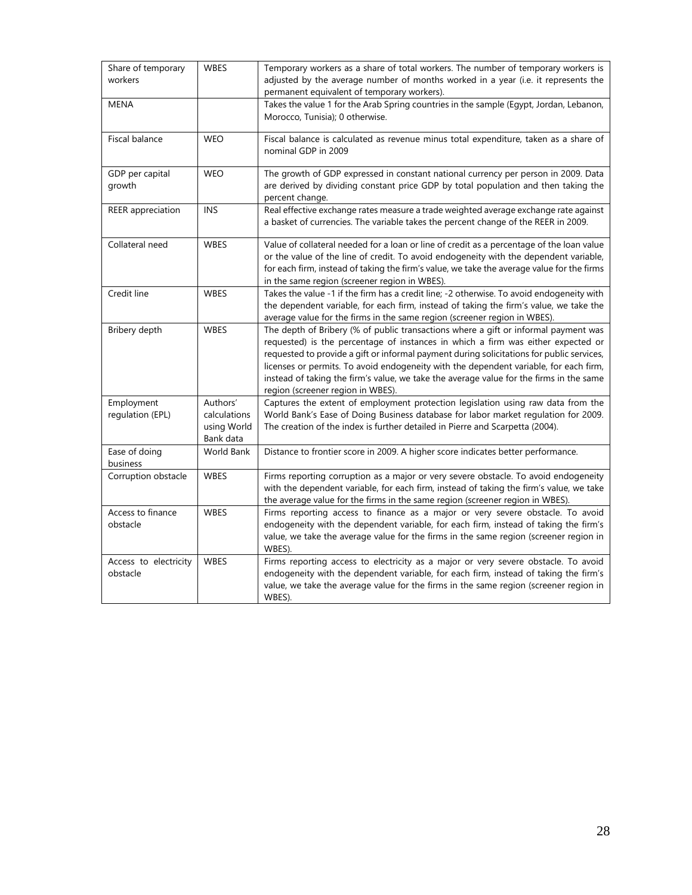| | | |
|---|---|---|
| Share of temporary workers | WBES | Temporary workers as a share of total workers. The number of temporary workers is adjusted by the average number of months worked in a year (i.e. it represents the permanent equivalent of temporary workers). |
| MENA | | Takes the value 1 for the Arab Spring countries in the sample (Egypt, Jordan, Lebanon, Morocco, Tunisia); 0 otherwise. |
| Fiscal balance | WEO | Fiscal balance is calculated as revenue minus total expenditure, taken as a share of nominal GDP in 2009 |
| GDP per capital growth | WEO | The growth of GDP expressed in constant national currency per person in 2009. Data are derived by dividing constant price GDP by total population and then taking the percent change. |
| REER appreciation | INS | Real effective exchange rates measure a trade weighted average exchange rate against a basket of currencies. The variable takes the percent change of the REER in 2009. |
| Collateral need | WBES | Value of collateral needed for a loan or line of credit as a percentage of the loan value or the value of the line of credit. To avoid endogeneity with the dependent variable, for each firm, instead of taking the firm's value, we take the average value for the firms in the same region (screener region in WBES). |
| Credit line | WBES | Takes the value -1 if the firm has a credit line; -2 otherwise. To avoid endogeneity with the dependent variable, for each firm, instead of taking the firm's value, we take the average value for the firms in the same region (screener region in WBES). |
| Bribery depth | WBES | The depth of Bribery (% of public transactions where a gift or informal payment was requested) is the percentage of instances in which a firm was either expected or requested to provide a gift or informal payment during solicitations for public services, licenses or permits. To avoid endogeneity with the dependent variable, for each firm, instead of taking the firm's value, we take the average value for the firms in the same region (screener region in WBES). |
| Employment regulation (EPL) | Authors' calculations using World Bank data | Captures the extent of employment protection legislation using raw data from the World Bank's Ease of Doing Business database for labor market regulation for 2009. The creation of the index is further detailed in Pierre and Scarpetta (2004). |
| Ease of doing business | World Bank | Distance to frontier score in 2009. A higher score indicates better performance. |
| Corruption obstacle | WBES | Firms reporting corruption as a major or very severe obstacle. To avoid endogeneity with the dependent variable, for each firm, instead of taking the firm's value, we take the average value for the firms in the same region (screener region in WBES). |
| Access to finance obstacle | WBES | Firms reporting access to finance as a major or very severe obstacle. To avoid endogeneity with the dependent variable, for each firm, instead of taking the firm's value, we take the average value for the firms in the same region (screener region in WBES). |
| Access to electricity obstacle | WBES | Firms reporting access to electricity as a major or very severe obstacle. To avoid endogeneity with the dependent variable, for each firm, instead of taking the firm's value, we take the average value for the firms in the same region (screener region in WBES). |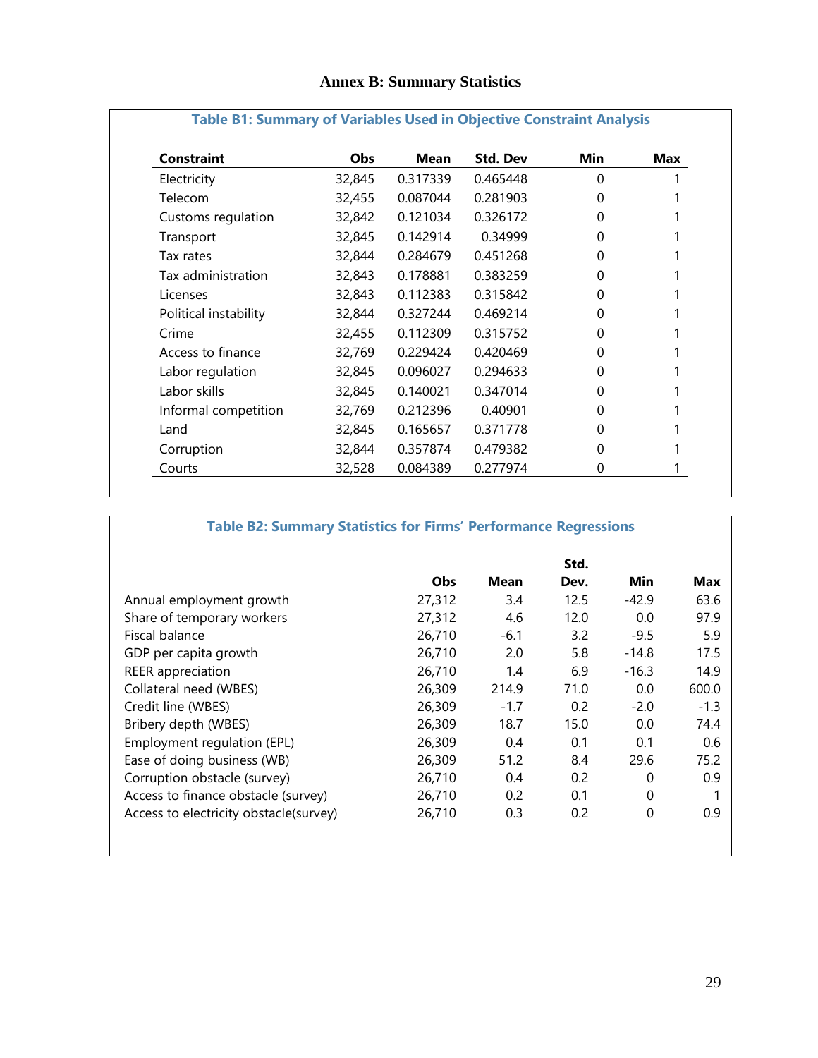# Annex B: Summary Statistics

**Table B1: Summary of Variables Used in Objective Constraint Analysis**

| Constraint | Obs | Mean | Std. Dev | Min | Max |
|---|---|---|---|---|---|
| Electricity | 32,845 | 0.317339 | 0.465448 | 0 | 1 |
| Telecom | 32,455 | 0.087044 | 0.281903 | 0 | 1 |
| Customs regulation | 32,842 | 0.121034 | 0.326172 | 0 | 1 |
| Transport | 32,845 | 0.142914 | 0.34999 | 0 | 1 |
| Tax rates | 32,844 | 0.284679 | 0.451268 | 0 | 1 |
| Tax administration | 32,843 | 0.178881 | 0.383259 | 0 | 1 |
| Licenses | 32,843 | 0.112383 | 0.315842 | 0 | 1 |
| Political instability | 32,844 | 0.327244 | 0.469214 | 0 | 1 |
| Crime | 32,455 | 0.112309 | 0.315752 | 0 | 1 |
| Access to finance | 32,769 | 0.229424 | 0.420469 | 0 | 1 |
| Labor regulation | 32,845 | 0.096027 | 0.294633 | 0 | 1 |
| Labor skills | 32,845 | 0.140021 | 0.347014 | 0 | 1 |
| Informal competition | 32,769 | 0.212396 | 0.40901 | 0 | 1 |
| Land | 32,845 | 0.165657 | 0.371778 | 0 | 1 |
| Corruption | 32,844 | 0.357874 | 0.479382 | 0 | 1 |
| Courts | 32,528 | 0.084389 | 0.277974 | 0 | 1 |

**Table B2: Summary Statistics for Firms' Performance Regressions**

| | Obs | Mean | Std. Dev. | Min | Max |
|---|---|---|---|---|---|
| Annual employment growth | 27,312 | 3.4 | 12.5 | -42.9 | 63.6 |
| Share of temporary workers | 27,312 | 4.6 | 12.0 | 0.0 | 97.9 |
| Fiscal balance | 26,710 | -6.1 | 3.2 | -9.5 | 5.9 |
| GDP per capita growth | 26,710 | 2.0 | 5.8 | -14.8 | 17.5 |
| REER appreciation | 26,710 | 1.4 | 6.9 | -16.3 | 14.9 |
| Collateral need (WBES) | 26,309 | 214.9 | 71.0 | 0.0 | 600.0 |
| Credit line (WBES) | 26,309 | -1.7 | 0.2 | -2.0 | -1.3 |
| Bribery depth (WBES) | 26,309 | 18.7 | 15.0 | 0.0 | 74.4 |
| Employment regulation (EPL) | 26,309 | 0.4 | 0.1 | 0.1 | 0.6 |
| Ease of doing business (WB) | 26,309 | 51.2 | 8.4 | 29.6 | 75.2 |
| Corruption obstacle (survey) | 26,710 | 0.4 | 0.2 | 0 | 0.9 |
| Access to finance obstacle (survey) | 26,710 | 0.2 | 0.1 | 0 | 1 |
| Access to electricity obstacle(survey) | 26,710 | 0.3 | 0.2 | 0 | 0.9 |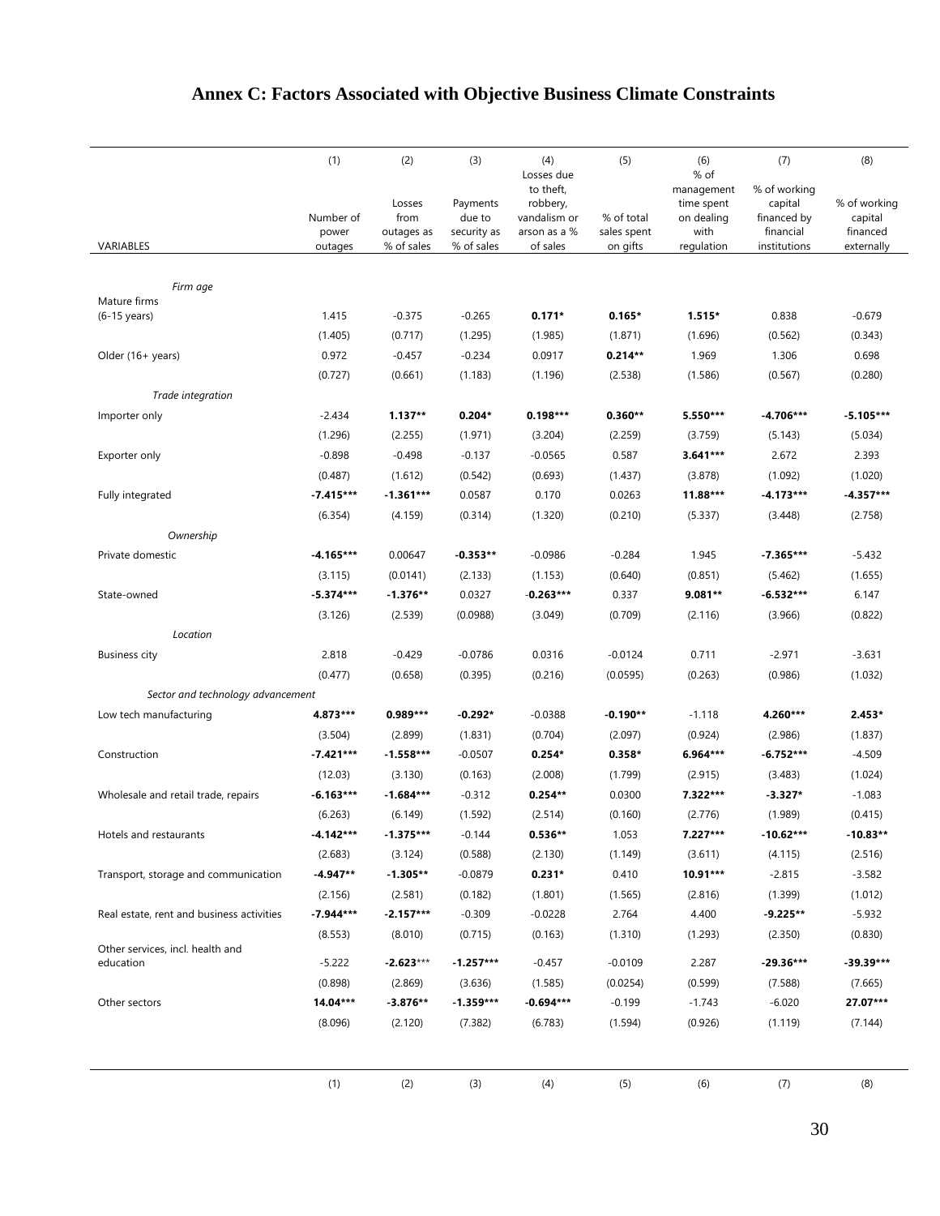## Annex C: Factors Associated with Objective Business Climate Constraints

| VARIABLES | (1) Number of power outages | (2) Losses from outages as % of sales | (3) Payments due to security as % of sales | (4) Losses due to theft, robbery, vandalism or arson as a % of sales | (5) % of total sales spent on gifts | (6) % of management time spent on dealing with regulation | (7) % of working capital financed by financial institutions | (8) % of working capital financed externally |
|---|---|---|---|---|---|---|---|---|
| *Firm age* | | | | | | | | |
| Mature firms (6-15 years) | 1.415 | -0.375 | -0.265 | **0.171*** | **0.165*** | **1.515*** | 0.838 | -0.679 |
| | (1.405) | (0.717) | (1.295) | (1.985) | (1.871) | (1.696) | (0.562) | (0.343) |
| Older (16+ years) | 0.972 | -0.457 | -0.234 | 0.0917 | **0.214**** | 1.969 | 1.306 | 0.698 |
| | (0.727) | (0.661) | (1.183) | (1.196) | (2.538) | (1.586) | (0.567) | (0.280) |
| *Trade integration* | | | | | | | | |
| Importer only | -2.434 | **1.137**** | **0.204*** | **0.198***** | **0.360**** | **5.550***** | **-4.706***** | **-5.105***** |
| | (1.296) | (2.255) | (1.971) | (3.204) | (2.259) | (3.759) | (5.143) | (5.034) |
| Exporter only | -0.898 | -0.498 | -0.137 | -0.0565 | 0.587 | **3.641***** | 2.672 | 2.393 |
| | (0.487) | (1.612) | (0.542) | (0.693) | (1.437) | (3.878) | (1.092) | (1.020) |
| Fully integrated | **-7.415***** | **-1.361***** | 0.0587 | 0.170 | 0.0263 | **11.88***** | **-4.173***** | **-4.357***** |
| | (6.354) | (4.159) | (0.314) | (1.320) | (0.210) | (5.337) | (3.448) | (2.758) |
| *Ownership* | | | | | | | | |
| Private domestic | **-4.165***** | 0.00647 | **-0.353**** | -0.0986 | -0.284 | 1.945 | **-7.365***** | -5.432 |
| | (3.115) | (0.0141) | (2.133) | (1.153) | (0.640) | (0.851) | (5.462) | (1.655) |
| State-owned | **-5.374***** | **-1.376**** | 0.0327 | **-0.263***** | 0.337 | **9.081**** | **-6.532***** | 6.147 |
| | (3.126) | (2.539) | (0.0988) | (3.049) | (0.709) | (2.116) | (3.966) | (0.822) |
| *Location* | | | | | | | | |
| Business city | 2.818 | -0.429 | -0.0786 | 0.0316 | -0.0124 | 0.711 | -2.971 | -3.631 |
| | (0.477) | (0.658) | (0.395) | (0.216) | (0.0595) | (0.263) | (0.986) | (1.032) |
| *Sector and technology advancement* | | | | | | | | |
| Low tech manufacturing | **4.873***** | **0.989***** | **-0.292*** | -0.0388 | **-0.190**** | -1.118 | **4.260***** | **2.453*** |
| | (3.504) | (2.899) | (1.831) | (0.704) | (2.097) | (0.924) | (2.986) | (1.837) |
| Construction | **-7.421***** | **-1.558***** | -0.0507 | **0.254*** | **0.358*** | **6.964***** | **-6.752***** | -4.509 |
| | (12.03) | (3.130) | (0.163) | (2.008) | (1.799) | (2.915) | (3.483) | (1.024) |
| Wholesale and retail trade, repairs | **-6.163***** | **-1.684***** | -0.312 | **0.254**** | 0.0300 | **7.322***** | **-3.327*** | -1.083 |
| | (6.263) | (6.149) | (1.592) | (2.514) | (0.160) | (2.776) | (1.989) | (0.415) |
| Hotels and restaurants | **-4.142***** | **-1.375***** | -0.144 | **0.536**** | 1.053 | **7.227***** | **-10.62***** | **-10.83**** |
| | (2.683) | (3.124) | (0.588) | (2.130) | (1.149) | (3.611) | (4.115) | (2.516) |
| Transport, storage and communication | **-4.947**** | **-1.305**** | -0.0879 | **0.231*** | 0.410 | **10.91***** | -2.815 | -3.582 |
| | (2.156) | (2.581) | (0.182) | (1.801) | (1.565) | (2.816) | (1.399) | (1.012) |
| Real estate, rent and business activities | **-7.944***** | **-2.157***** | -0.309 | -0.0228 | 2.764 | 4.400 | **-9.225**** | -5.932 |
| | (8.553) | (8.010) | (0.715) | (0.163) | (1.310) | (1.293) | (2.350) | (0.830) |
| Other services, incl. health and education | -5.222 | **-2.623***** | **-1.257***** | -0.457 | -0.0109 | 2.287 | **-29.36***** | **-39.39***** |
| | (0.898) | (2.869) | (3.636) | (1.585) | (0.0254) | (0.599) | (7.588) | (7.665) |
| Other sectors | **14.04***** | **-3.876**** | **-1.359***** | **-0.694***** | -0.199 | -1.743 | -6.020 | **27.07***** |
| | (8.096) | (2.120) | (7.382) | (6.783) | (1.594) | (0.926) | (1.119) | (7.144) |
| | (1) | (2) | (3) | (4) | (5) | (6) | (7) | (8) |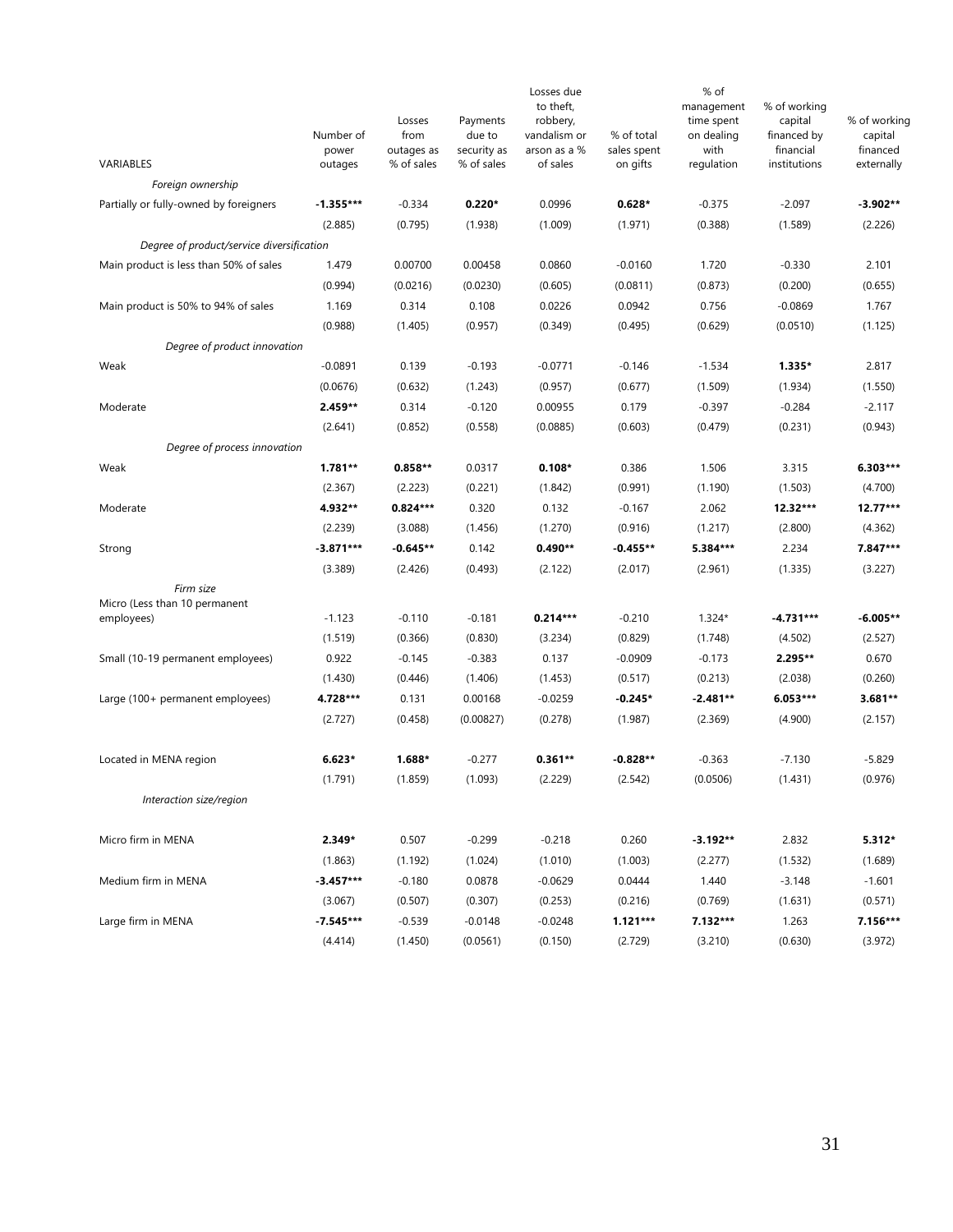| VARIABLES | Number of power outages | Losses from outages as % of sales | Payments due to security as % of sales | Losses due to theft, robbery, vandalism or arson as a % of sales | % of total sales spent on gifts | % of management time spent on dealing with regulation | % of working capital financed by financial institutions | % of working capital financed externally |
|---|---|---|---|---|---|---|---|---|
| *Foreign ownership* | | | | | | | | |
| Partially or fully-owned by foreigners | **-1.355*** ** | -0.334 | **0.220*** | 0.0996 | **0.628*** | -0.375 | -2.097 | **-3.902**** |
| | (2.885) | (0.795) | (1.938) | (1.009) | (1.971) | (0.388) | (1.589) | (2.226) |
| *Degree of product/service diversification* | | | | | | | | |
| Main product is less than 50% of sales | 1.479 | 0.00700 | 0.00458 | 0.0860 | -0.0160 | 1.720 | -0.330 | 2.101 |
| | (0.994) | (0.0216) | (0.0230) | (0.605) | (0.0811) | (0.873) | (0.200) | (0.655) |
| Main product is 50% to 94% of sales | 1.169 | 0.314 | 0.108 | 0.0226 | 0.0942 | 0.756 | -0.0869 | 1.767 |
| | (0.988) | (1.405) | (0.957) | (0.349) | (0.495) | (0.629) | (0.0510) | (1.125) |
| *Degree of product innovation* | | | | | | | | |
| Weak | -0.0891 | 0.139 | -0.193 | -0.0771 | -0.146 | -1.534 | **1.335*** | 2.817 |
| | (0.0676) | (0.632) | (1.243) | (0.957) | (0.677) | (1.509) | (1.934) | (1.550) |
| Moderate | **2.459**** | 0.314 | -0.120 | 0.00955 | 0.179 | -0.397 | -0.284 | -2.117 |
| | (2.641) | (0.852) | (0.558) | (0.0885) | (0.603) | (0.479) | (0.231) | (0.943) |
| *Degree of process innovation* | | | | | | | | |
| Weak | **1.781**** | **0.858**** | 0.0317 | **0.108*** | 0.386 | 1.506 | 3.315 | **6.303***** |
| | (2.367) | (2.223) | (0.221) | (1.842) | (0.991) | (1.190) | (1.503) | (4.700) |
| Moderate | **4.932**** | **0.824***** | 0.320 | 0.132 | -0.167 | 2.062 | **12.32***** | **12.77***** |
| | (2.239) | (3.088) | (1.456) | (1.270) | (0.916) | (1.217) | (2.800) | (4.362) |
| Strong | **-3.871***** | **-0.645**** | 0.142 | **0.490**** | **-0.455**** | **5.384***** | 2.234 | **7.847***** |
| | (3.389) | (2.426) | (0.493) | (2.122) | (2.017) | (2.961) | (1.335) | (3.227) |
| *Firm size* | | | | | | | | |
| Micro (Less than 10 permanent employees) | -1.123 | -0.110 | -0.181 | **0.214***** | -0.210 | 1.324* | **-4.731***** | **-6.005**** |
| | (1.519) | (0.366) | (0.830) | (3.234) | (0.829) | (1.748) | (4.502) | (2.527) |
| Small (10-19 permanent employees) | 0.922 | -0.145 | -0.383 | 0.137 | -0.0909 | -0.173 | **2.295**** | 0.670 |
| | (1.430) | (0.446) | (1.406) | (1.453) | (0.517) | (0.213) | (2.038) | (0.260) |
| Large (100+ permanent employees) | **4.728***** | 0.131 | 0.00168 | -0.0259 | **-0.245*** | **-2.481**** | **6.053***** | **3.681**** |
| | (2.727) | (0.458) | (0.00827) | (0.278) | (1.987) | (2.369) | (4.900) | (2.157) |
| Located in MENA region | **6.623*** | **1.688*** | -0.277 | **0.361**** | **-0.828**** | -0.363 | -7.130 | -5.829 |
| | (1.791) | (1.859) | (1.093) | (2.229) | (2.542) | (0.0506) | (1.431) | (0.976) |
| *Interaction size/region* | | | | | | | | |
| Micro firm in MENA | **2.349*** | 0.507 | -0.299 | -0.218 | 0.260 | **-3.192**** | 2.832 | **5.312*** |
| | (1.863) | (1.192) | (1.024) | (1.010) | (1.003) | (2.277) | (1.532) | (1.689) |
| Medium firm in MENA | **-3.457***** | -0.180 | 0.0878 | -0.0629 | 0.0444 | 1.440 | -3.148 | -1.601 |
| | (3.067) | (0.507) | (0.307) | (0.253) | (0.216) | (0.769) | (1.631) | (0.571) |
| Large firm in MENA | **-7.545***** | -0.539 | -0.0148 | -0.0248 | **1.121***** | **7.132***** | 1.263 | **7.156***** |
| | (4.414) | (1.450) | (0.0561) | (0.150) | (2.729) | (3.210) | (0.630) | (3.972) |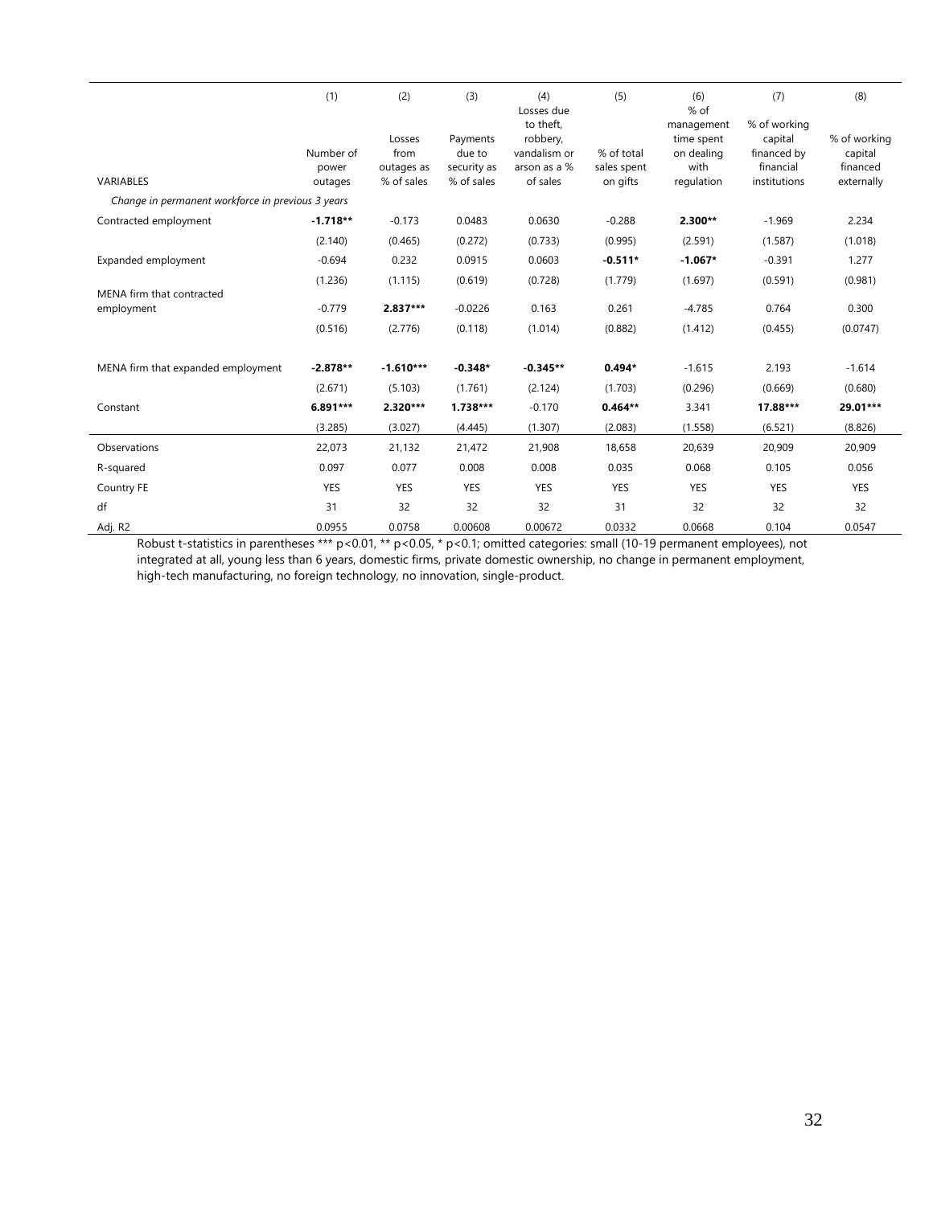| VARIABLES | (1) Number of power outages | (2) Losses from outages as % of sales | (3) Payments due to security as % of sales | (4) Losses due to theft, robbery, vandalism or arson as a % of sales | (5) % of total sales spent on gifts | (6) % of management time spent on dealing with regulation | (7) % of working capital financed by financial institutions | (8) % of working capital financed externally |
|---|---|---|---|---|---|---|---|---|
| *Change in permanent workforce in previous 3 years* | | | | | | | | |
| Contracted employment | **-1.718\*\*** | -0.173 | 0.0483 | 0.0630 | -0.288 | **2.300\*\*** | -1.969 | 2.234 |
| | (2.140) | (0.465) | (0.272) | (0.733) | (0.995) | (2.591) | (1.587) | (1.018) |
| Expanded employment | -0.694 | 0.232 | 0.0915 | 0.0603 | **-0.511\*** | **-1.067\*** | -0.391 | 1.277 |
| | (1.236) | (1.115) | (0.619) | (0.728) | (1.779) | (1.697) | (0.591) | (0.981) |
| MENA firm that contracted employment | -0.779 | **2.837\*\*\*** | -0.0226 | 0.163 | 0.261 | -4.785 | 0.764 | 0.300 |
| | (0.516) | (2.776) | (0.118) | (1.014) | (0.882) | (1.412) | (0.455) | (0.0747) |
| MENA firm that expanded employment | **-2.878\*\*** | **-1.610\*\*\*** | **-0.348\*** | **-0.345\*\*** | **0.494\*** | -1.615 | 2.193 | -1.614 |
| | (2.671) | (5.103) | (1.761) | (2.124) | (1.703) | (0.296) | (0.669) | (0.680) |
| Constant | **6.891\*\*\*** | **2.320\*\*\*** | **1.738\*\*\*** | -0.170 | **0.464\*\*** | 3.341 | **17.88\*\*\*** | **29.01\*\*\*** |
| | (3.285) | (3.027) | (4.445) | (1.307) | (2.083) | (1.558) | (6.521) | (8.826) |
| Observations | 22,073 | 21,132 | 21,472 | 21,908 | 18,658 | 20,639 | 20,909 | 20,909 |
| R-squared | 0.097 | 0.077 | 0.008 | 0.008 | 0.035 | 0.068 | 0.105 | 0.056 |
| Country FE | YES | YES | YES | YES | YES | YES | YES | YES |
| df | 31 | 32 | 32 | 32 | 31 | 32 | 32 | 32 |
| Adj. R2 | 0.0955 | 0.0758 | 0.00608 | 0.00672 | 0.0332 | 0.0668 | 0.104 | 0.0547 |

Robust t-statistics in parentheses *** p<0.01, ** p<0.05, * p<0.1; omitted categories: small (10-19 permanent employees), not integrated at all, young less than 6 years, domestic firms, private domestic ownership, no change in permanent employment, high-tech manufacturing, no foreign technology, no innovation, single-product.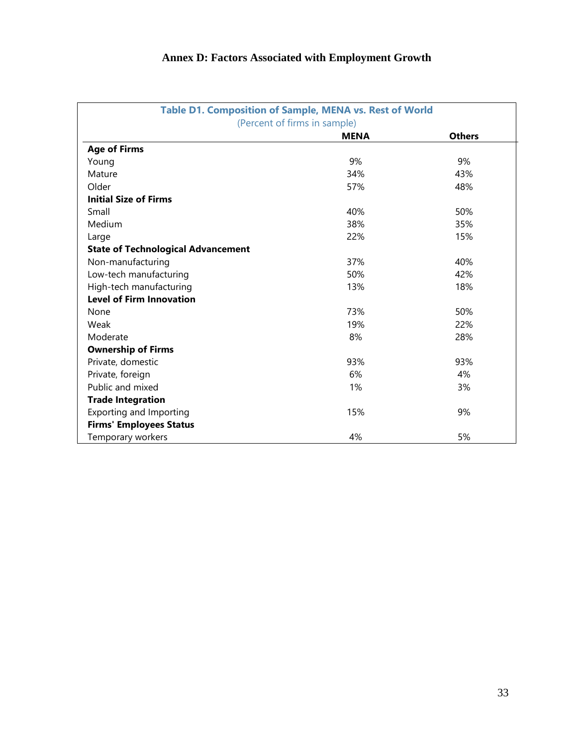# Annex D: Factors Associated with Employment Growth

**Table D1. Composition of Sample, MENA vs. Rest of World**

(Percent of firms in sample)

| | MENA | Others |
|---|---|---|
| **Age of Firms** | | |
| Young | 9% | 9% |
| Mature | 34% | 43% |
| Older | 57% | 48% |
| **Initial Size of Firms** | | |
| Small | 40% | 50% |
| Medium | 38% | 35% |
| Large | 22% | 15% |
| **State of Technological Advancement** | | |
| Non-manufacturing | 37% | 40% |
| Low-tech manufacturing | 50% | 42% |
| High-tech manufacturing | 13% | 18% |
| **Level of Firm Innovation** | | |
| None | 73% | 50% |
| Weak | 19% | 22% |
| Moderate | 8% | 28% |
| **Ownership of Firms** | | |
| Private, domestic | 93% | 93% |
| Private, foreign | 6% | 4% |
| Public and mixed | 1% | 3% |
| **Trade Integration** | | |
| Exporting and Importing | 15% | 9% |
| **Firms' Employees Status** | | |
| Temporary workers | 4% | 5% |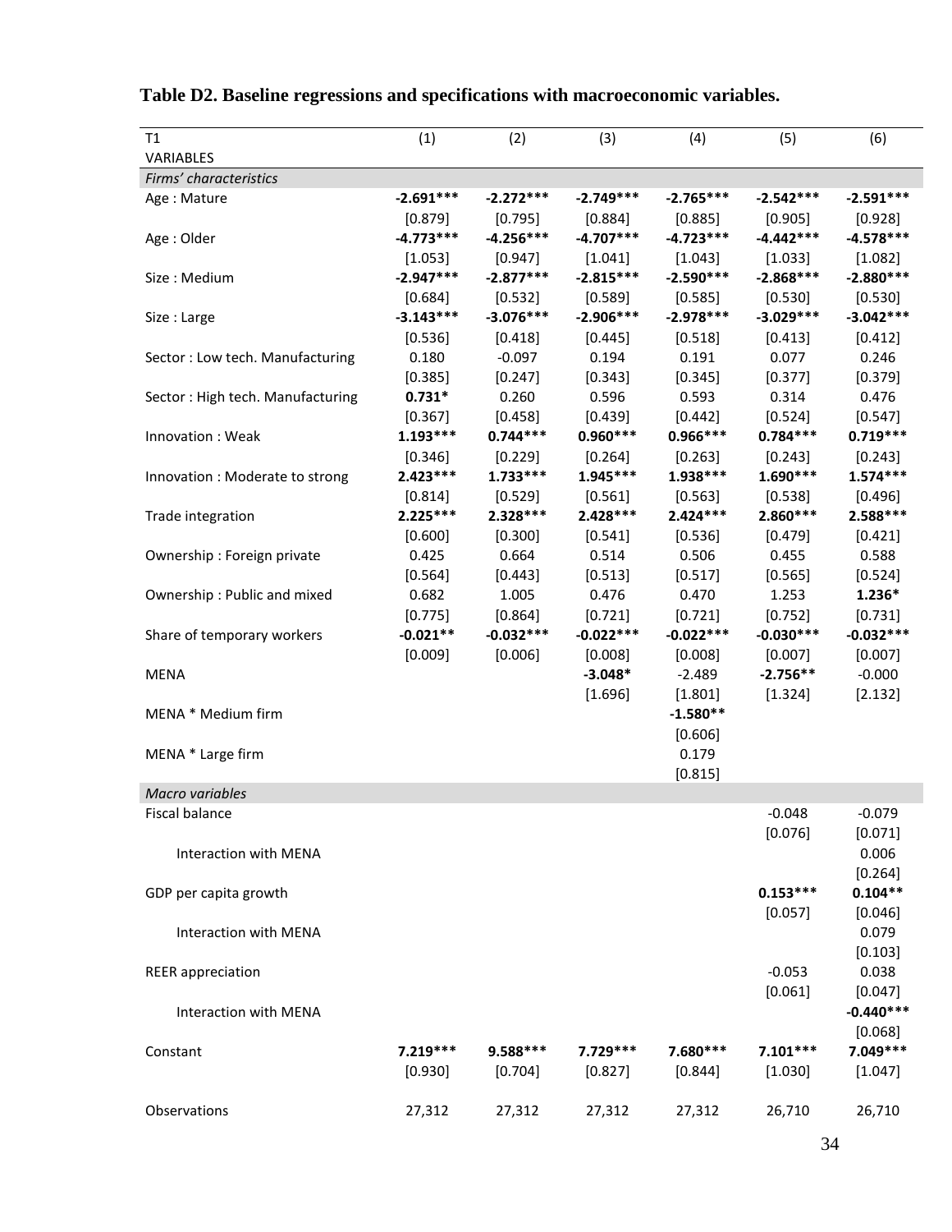**Table D2. Baseline regressions and specifications with macroeconomic variables.**

| T1<br>VARIABLES | (1) | (2) | (3) | (4) | (5) | (6) |
|---|---|---|---|---|---|---|
| *Firms' characteristics* | | | | | | |
| Age : Mature | **-2.691\*\*\*** | **-2.272\*\*\*** | **-2.749\*\*\*** | **-2.765\*\*\*** | **-2.542\*\*\*** | **-2.591\*\*\*** |
| | [0.879] | [0.795] | [0.884] | [0.885] | [0.905] | [0.928] |
| Age : Older | **-4.773\*\*\*** | **-4.256\*\*\*** | **-4.707\*\*\*** | **-4.723\*\*\*** | **-4.442\*\*\*** | **-4.578\*\*\*** |
| | [1.053] | [0.947] | [1.041] | [1.043] | [1.033] | [1.082] |
| Size : Medium | **-2.947\*\*\*** | **-2.877\*\*\*** | **-2.815\*\*\*** | **-2.590\*\*\*** | **-2.868\*\*\*** | **-2.880\*\*\*** |
| | [0.684] | [0.532] | [0.589] | [0.585] | [0.530] | [0.530] |
| Size : Large | **-3.143\*\*\*** | **-3.076\*\*\*** | **-2.906\*\*\*** | **-2.978\*\*\*** | **-3.029\*\*\*** | **-3.042\*\*\*** |
| | [0.536] | [0.418] | [0.445] | [0.518] | [0.413] | [0.412] |
| Sector : Low tech. Manufacturing | 0.180 | -0.097 | 0.194 | 0.191 | 0.077 | 0.246 |
| | [0.385] | [0.247] | [0.343] | [0.345] | [0.377] | [0.379] |
| Sector : High tech. Manufacturing | **0.731\*** | 0.260 | 0.596 | 0.593 | 0.314 | 0.476 |
| | [0.367] | [0.458] | [0.439] | [0.442] | [0.524] | [0.547] |
| Innovation : Weak | **1.193\*\*\*** | **0.744\*\*\*** | **0.960\*\*\*** | **0.966\*\*\*** | **0.784\*\*\*** | **0.719\*\*\*** |
| | [0.346] | [0.229] | [0.264] | [0.263] | [0.243] | [0.243] |
| Innovation : Moderate to strong | **2.423\*\*\*** | **1.733\*\*\*** | **1.945\*\*\*** | **1.938\*\*\*** | **1.690\*\*\*** | **1.574\*\*\*** |
| | [0.814] | [0.529] | [0.561] | [0.563] | [0.538] | [0.496] |
| Trade integration | **2.225\*\*\*** | **2.328\*\*\*** | **2.428\*\*\*** | **2.424\*\*\*** | **2.860\*\*\*** | **2.588\*\*\*** |
| | [0.600] | [0.300] | [0.541] | [0.536] | [0.479] | [0.421] |
| Ownership : Foreign private | 0.425 | 0.664 | 0.514 | 0.506 | 0.455 | 0.588 |
| | [0.564] | [0.443] | [0.513] | [0.517] | [0.565] | [0.524] |
| Ownership : Public and mixed | 0.682 | 1.005 | 0.476 | 0.470 | 1.253 | **1.236\*** |
| | [0.775] | [0.864] | [0.721] | [0.721] | [0.752] | [0.731] |
| Share of temporary workers | **-0.021\*\*** | **-0.032\*\*\*** | **-0.022\*\*\*** | **-0.022\*\*\*** | **-0.030\*\*\*** | **-0.032\*\*\*** |
| | [0.009] | [0.006] | [0.008] | [0.008] | [0.007] | [0.007] |
| MENA | | | **-3.048\*** | -2.489 | **-2.756\*\*** | -0.000 |
| | | | [1.696] | [1.801] | [1.324] | [2.132] |
| MENA * Medium firm | | | | **-1.580\*\*** | | |
| | | | | [0.606] | | |
| MENA * Large firm | | | | 0.179 | | |
| | | | | [0.815] | | |
| *Macro variables* | | | | | | |
| Fiscal balance | | | | | -0.048 | -0.079 |
| | | | | | [0.076] | [0.071] |
| Interaction with MENA | | | | | | 0.006 |
| | | | | | | [0.264] |
| GDP per capita growth | | | | | **0.153\*\*\*** | **0.104\*\*** |
| | | | | | [0.057] | [0.046] |
| Interaction with MENA | | | | | | 0.079 |
| | | | | | | [0.103] |
| REER appreciation | | | | | -0.053 | 0.038 |
| | | | | | [0.061] | [0.047] |
| Interaction with MENA | | | | | | **-0.440\*\*\*** |
| | | | | | | [0.068] |
| Constant | **7.219\*\*\*** | **9.588\*\*\*** | **7.729\*\*\*** | **7.680\*\*\*** | **7.101\*\*\*** | **7.049\*\*\*** |
| | [0.930] | [0.704] | [0.827] | [0.844] | [1.030] | [1.047] |
| Observations | 27,312 | 27,312 | 27,312 | 27,312 | 26,710 | 26,710 |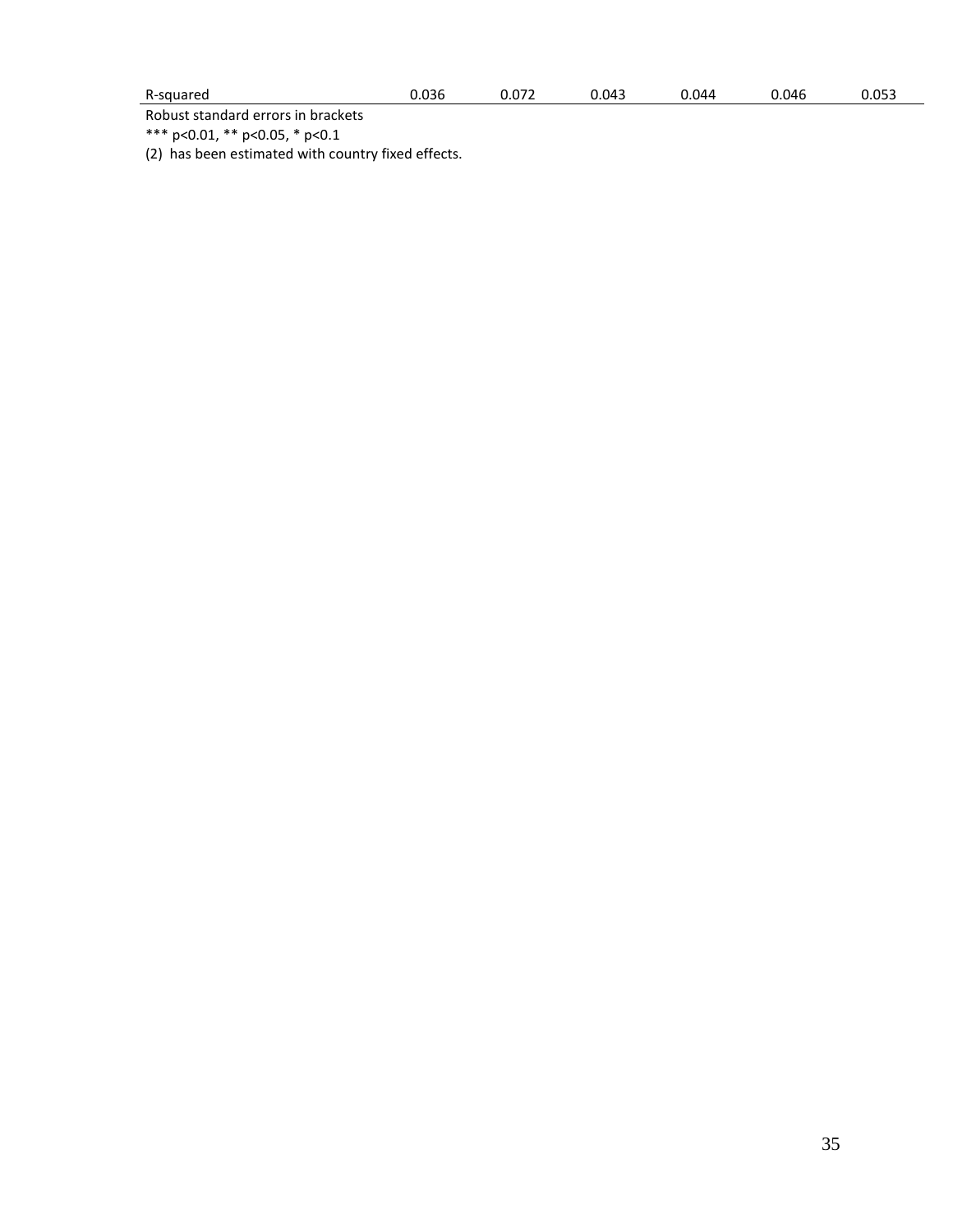| | | | | | | |
|---|---|---|---|---|---|---|
| R-squared | 0.036 | 0.072 | 0.043 | 0.044 | 0.046 | 0.053 |

Robust standard errors in brackets

*** p<0.01, ** p<0.05, * p<0.1

(2) has been estimated with country fixed effects.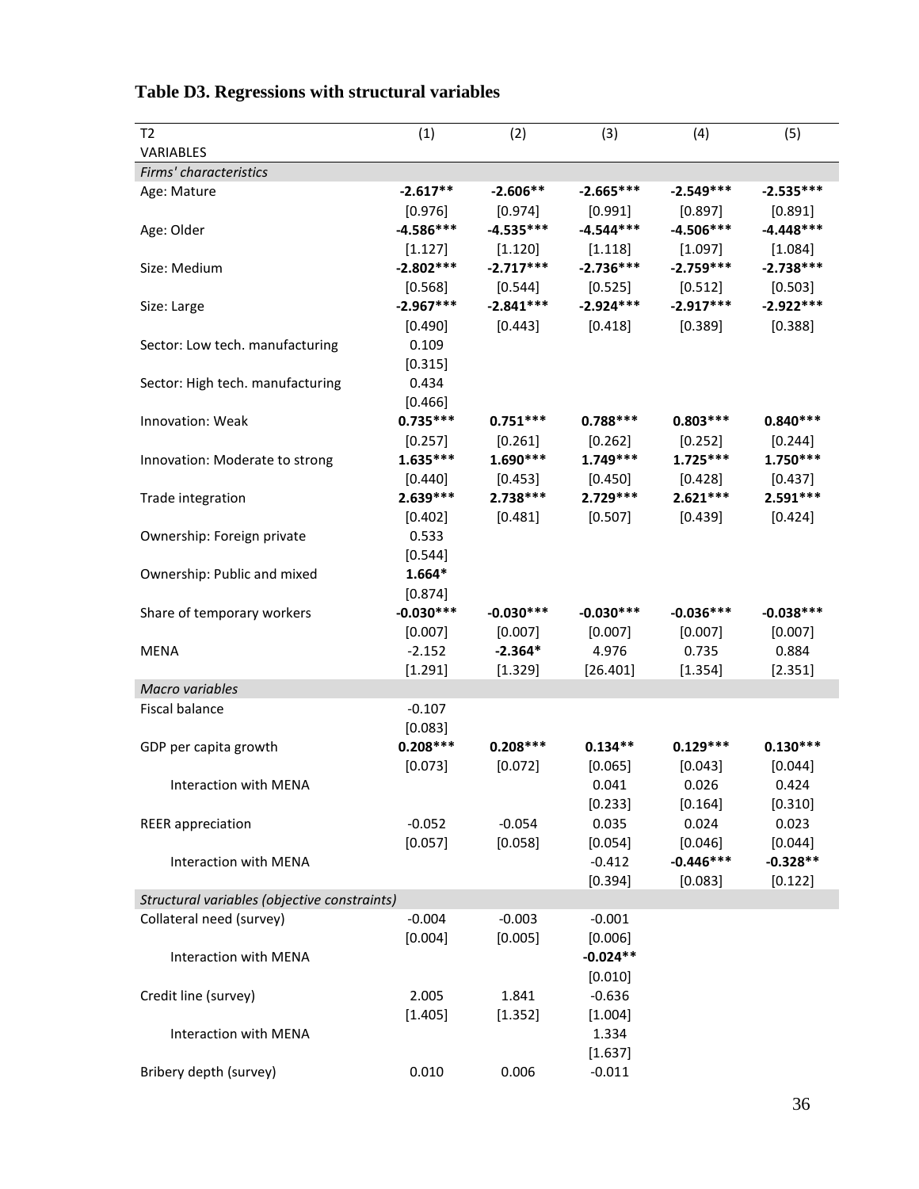# Table D3. Regressions with structural variables

| T2<br>VARIABLES | (1) | (2) | (3) | (4) | (5) |
|---|---|---|---|---|---|
| *Firms' characteristics* | | | | | |
| Age: Mature | **-2.617\*\*** | **-2.606\*\*** | **-2.665\*\*\*** | **-2.549\*\*\*** | **-2.535\*\*\*** |
| | [0.976] | [0.974] | [0.991] | [0.897] | [0.891] |
| Age: Older | **-4.586\*\*\*** | **-4.535\*\*\*** | **-4.544\*\*\*** | **-4.506\*\*\*** | **-4.448\*\*\*** |
| | [1.127] | [1.120] | [1.118] | [1.097] | [1.084] |
| Size: Medium | **-2.802\*\*\*** | **-2.717\*\*\*** | **-2.736\*\*\*** | **-2.759\*\*\*** | **-2.738\*\*\*** |
| | [0.568] | [0.544] | [0.525] | [0.512] | [0.503] |
| Size: Large | **-2.967\*\*\*** | **-2.841\*\*\*** | **-2.924\*\*\*** | **-2.917\*\*\*** | **-2.922\*\*\*** |
| | [0.490] | [0.443] | [0.418] | [0.389] | [0.388] |
| Sector: Low tech. manufacturing | 0.109 | | | | |
| | [0.315] | | | | |
| Sector: High tech. manufacturing | 0.434 | | | | |
| | [0.466] | | | | |
| Innovation: Weak | **0.735\*\*\*** | **0.751\*\*\*** | **0.788\*\*\*** | **0.803\*\*\*** | **0.840\*\*\*** |
| | [0.257] | [0.261] | [0.262] | [0.252] | [0.244] |
| Innovation: Moderate to strong | **1.635\*\*\*** | **1.690\*\*\*** | **1.749\*\*\*** | **1.725\*\*\*** | **1.750\*\*\*** |
| | [0.440] | [0.453] | [0.450] | [0.428] | [0.437] |
| Trade integration | **2.639\*\*\*** | **2.738\*\*\*** | **2.729\*\*\*** | **2.621\*\*\*** | **2.591\*\*\*** |
| | [0.402] | [0.481] | [0.507] | [0.439] | [0.424] |
| Ownership: Foreign private | 0.533 | | | | |
| | [0.544] | | | | |
| Ownership: Public and mixed | **1.664\*** | | | | |
| | [0.874] | | | | |
| Share of temporary workers | **-0.030\*\*\*** | **-0.030\*\*\*** | **-0.030\*\*\*** | **-0.036\*\*\*** | **-0.038\*\*\*** |
| | [0.007] | [0.007] | [0.007] | [0.007] | [0.007] |
| MENA | -2.152 | **-2.364\*** | 4.976 | 0.735 | 0.884 |
| | [1.291] | [1.329] | [26.401] | [1.354] | [2.351] |
| *Macro variables* | | | | | |
| Fiscal balance | -0.107 | | | | |
| | [0.083] | | | | |
| GDP per capita growth | **0.208\*\*\*** | **0.208\*\*\*** | **0.134\*\*** | **0.129\*\*\*** | **0.130\*\*\*** |
| | [0.073] | [0.072] | [0.065] | [0.043] | [0.044] |
| Interaction with MENA | | | 0.041 | 0.026 | 0.424 |
| | | | [0.233] | [0.164] | [0.310] |
| REER appreciation | -0.052 | -0.054 | 0.035 | 0.024 | 0.023 |
| | [0.057] | [0.058] | [0.054] | [0.046] | [0.044] |
| Interaction with MENA | | | -0.412 | **-0.446\*\*\*** | **-0.328\*\*** |
| | | | [0.394] | [0.083] | [0.122] |
| *Structural variables (objective constraints)* | | | | | |
| Collateral need (survey) | -0.004 | -0.003 | -0.001 | | |
| | [0.004] | [0.005] | [0.006] | | |
| Interaction with MENA | | | **-0.024\*\*** | | |
| | | | [0.010] | | |
| Credit line (survey) | 2.005 | 1.841 | -0.636 | | |
| | [1.405] | [1.352] | [1.004] | | |
| Interaction with MENA | | | 1.334 | | |
| | | | [1.637] | | |
| Bribery depth (survey) | 0.010 | 0.006 | -0.011 | | |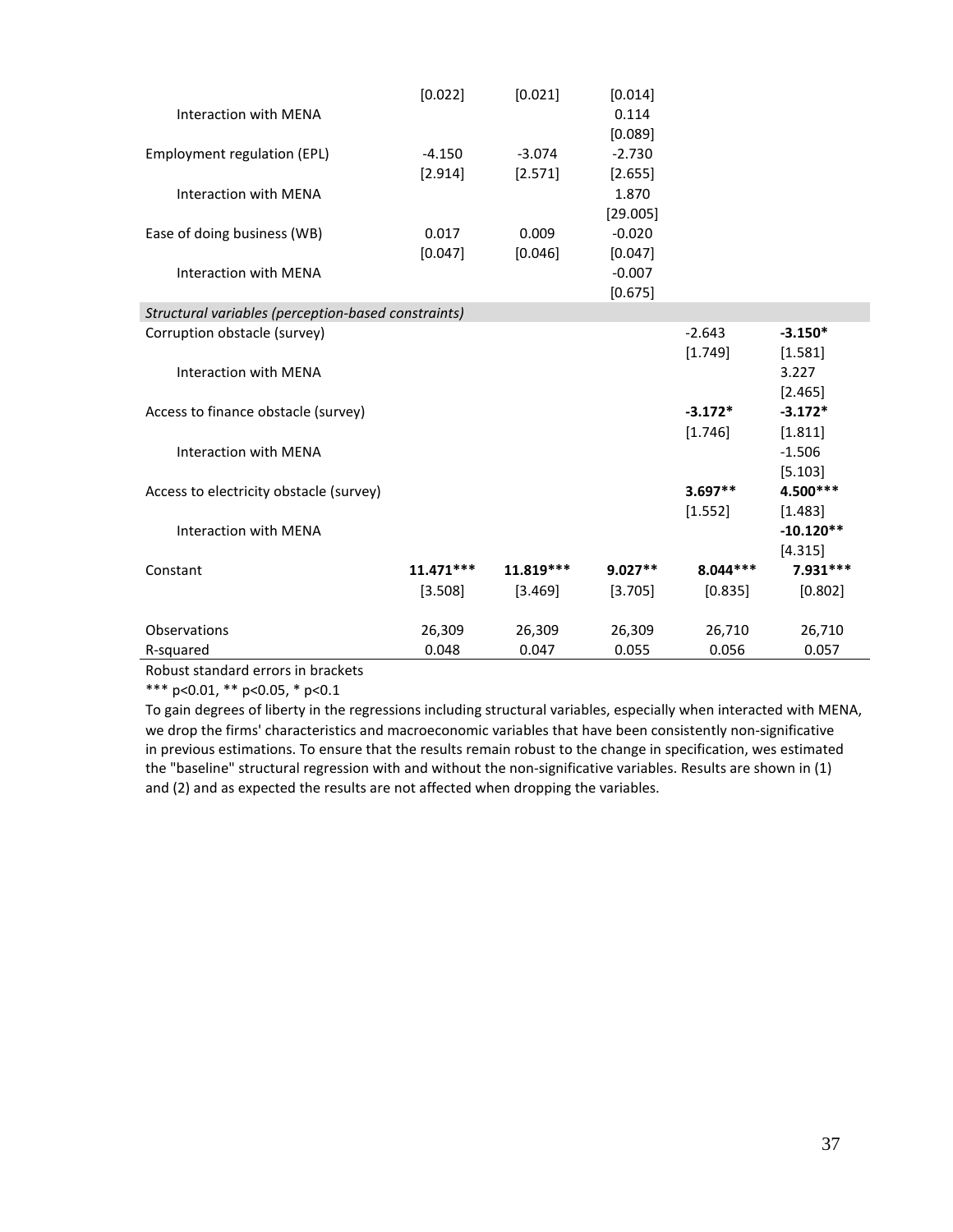| | (1) | (2) | (3) | (4) | (5) |
|---|---|---|---|---|---|
| | [0.022] | [0.021] | [0.014] | | |
| Interaction with MENA | | | 0.114 | | |
| | | | [0.089] | | |
| Employment regulation (EPL) | -4.150 | -3.074 | -2.730 | | |
| | [2.914] | [2.571] | [2.655] | | |
| Interaction with MENA | | | 1.870 | | |
| | | | [29.005] | | |
| Ease of doing business (WB) | 0.017 | 0.009 | -0.020 | | |
| | [0.047] | [0.046] | [0.047] | | |
| Interaction with MENA | | | -0.007 | | |
| | | | [0.675] | | |
| *Structural variables (perception-based constraints)* | | | | | |
| Corruption obstacle (survey) | | | | -2.643 | **-3.150*** |
| | | | | [1.749] | [1.581] |
| Interaction with MENA | | | | | 3.227 |
| | | | | | [2.465] |
| Access to finance obstacle (survey) | | | | **-3.172*** | **-3.172*** |
| | | | | [1.746] | [1.811] |
| Interaction with MENA | | | | | -1.506 |
| | | | | | [5.103] |
| Access to electricity obstacle (survey) | | | | **3.697**** | **4.500***** |
| | | | | [1.552] | [1.483] |
| Interaction with MENA | | | | | **-10.120**** |
| | | | | | [4.315] |
| Constant | **11.471***** | **11.819***** | **9.027**** | **8.044***** | **7.931***** |
| | [3.508] | [3.469] | [3.705] | [0.835] | [0.802] |
| Observations | 26,309 | 26,309 | 26,309 | 26,710 | 26,710 |
| R-squared | 0.048 | 0.047 | 0.055 | 0.056 | 0.057 |

Robust standard errors in brackets

*** p<0.01, ** p<0.05, * p<0.1

To gain degrees of liberty in the regressions including structural variables, especially when interacted with MENA, we drop the firms' characteristics and macroeconomic variables that have been consistently non-significative in previous estimations. To ensure that the results remain robust to the change in specification, wes estimated the "baseline" structural regression with and without the non-significative variables. Results are shown in (1) and (2) and as expected the results are not affected when dropping the variables.